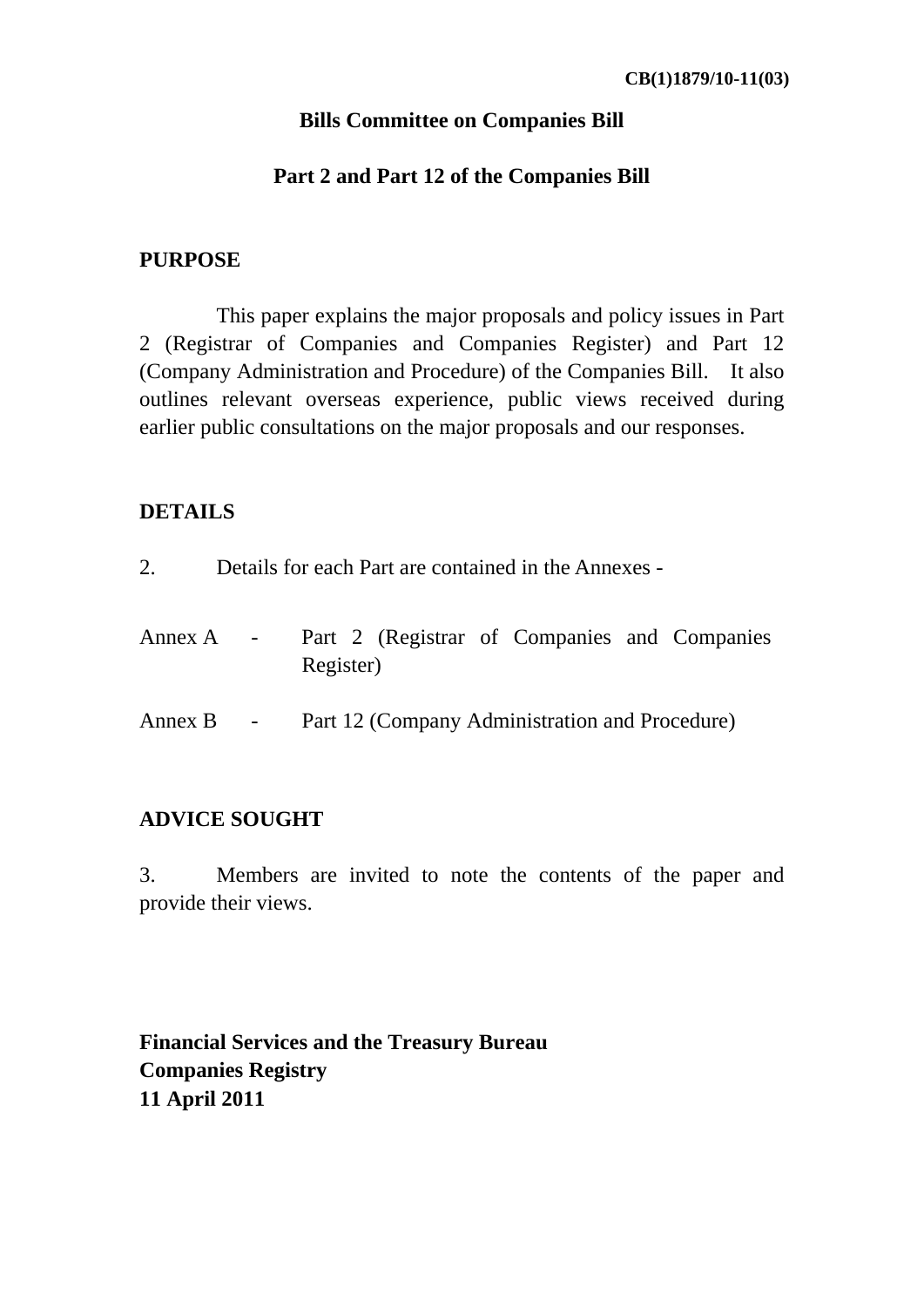**CB(1)1879/10-11(03)**

**Bills Committee on Companies Bill**

**Part 2 and Part 12 of the Companies Bill**

## PURPOSE

This paper explains the major proposals and policy issues in Part 2 (Registrar of Companies and Companies Register) and Part 12 (Company Administration and Procedure) of the Companies Bill. It also outlines relevant overseas experience, public views received during earlier public consultations on the major proposals and our responses.

## DETAILS

2. Details for each Part are contained in the Annexes -

| | | |
|---|---|---|
| Annex A | - | Part 2 (Registrar of Companies and Companies Register) |
| Annex B | - | Part 12 (Company Administration and Procedure) |

## ADVICE SOUGHT

3. Members are invited to note the contents of the paper and provide their views.

**Financial Services and the Treasury Bureau**
**Companies Registry**
**11 April 2011**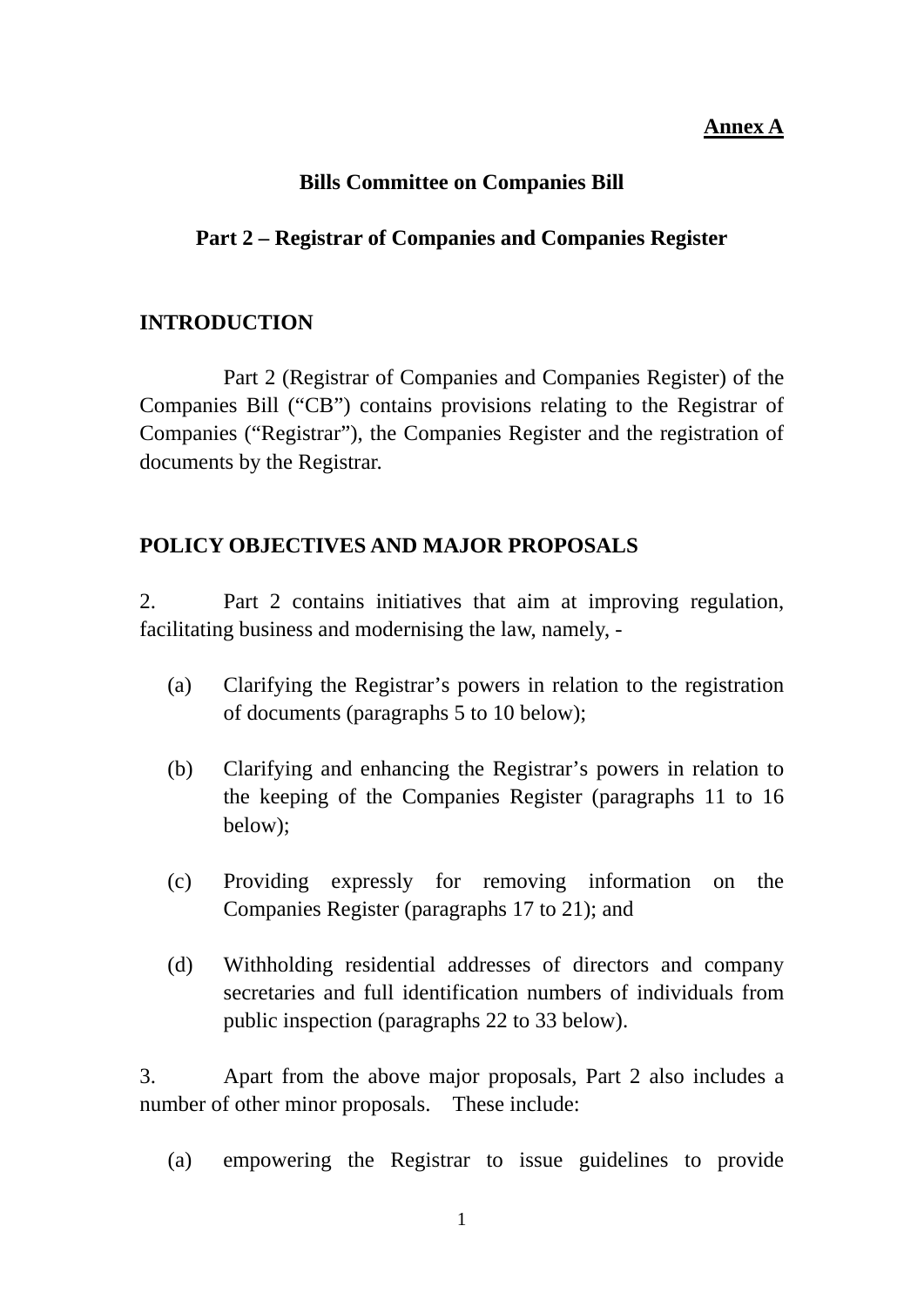**Annex A**

## Bills Committee on Companies Bill

## Part 2 – Registrar of Companies and Companies Register

### INTRODUCTION

Part 2 (Registrar of Companies and Companies Register) of the Companies Bill ("CB") contains provisions relating to the Registrar of Companies ("Registrar"), the Companies Register and the registration of documents by the Registrar.

### POLICY OBJECTIVES AND MAJOR PROPOSALS

2. Part 2 contains initiatives that aim at improving regulation, facilitating business and modernising the law, namely, -

(a) Clarifying the Registrar's powers in relation to the registration of documents (paragraphs 5 to 10 below);

(b) Clarifying and enhancing the Registrar's powers in relation to the keeping of the Companies Register (paragraphs 11 to 16 below);

(c) Providing expressly for removing information on the Companies Register (paragraphs 17 to 21); and

(d) Withholding residential addresses of directors and company secretaries and full identification numbers of individuals from public inspection (paragraphs 22 to 33 below).

3. Apart from the above major proposals, Part 2 also includes a number of other minor proposals. These include:

(a) empowering the Registrar to issue guidelines to provide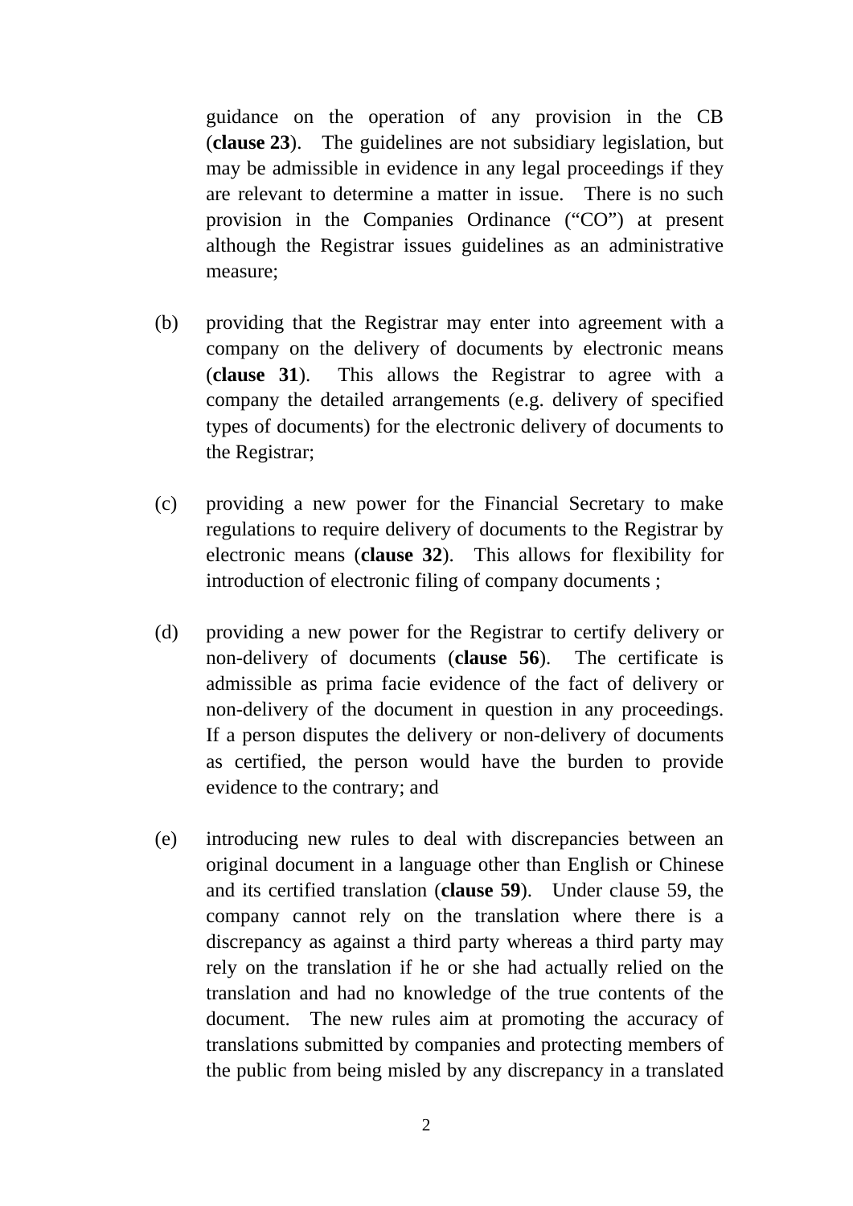guidance on the operation of any provision in the CB (**clause 23**). The guidelines are not subsidiary legislation, but may be admissible in evidence in any legal proceedings if they are relevant to determine a matter in issue. There is no such provision in the Companies Ordinance ("CO") at present although the Registrar issues guidelines as an administrative measure;

(b) providing that the Registrar may enter into agreement with a company on the delivery of documents by electronic means (**clause 31**). This allows the Registrar to agree with a company the detailed arrangements (e.g. delivery of specified types of documents) for the electronic delivery of documents to the Registrar;

(c) providing a new power for the Financial Secretary to make regulations to require delivery of documents to the Registrar by electronic means (**clause 32**). This allows for flexibility for introduction of electronic filing of company documents ;

(d) providing a new power for the Registrar to certify delivery or non-delivery of documents (**clause 56**). The certificate is admissible as prima facie evidence of the fact of delivery or non-delivery of the document in question in any proceedings. If a person disputes the delivery or non-delivery of documents as certified, the person would have the burden to provide evidence to the contrary; and

(e) introducing new rules to deal with discrepancies between an original document in a language other than English or Chinese and its certified translation (**clause 59**). Under clause 59, the company cannot rely on the translation where there is a discrepancy as against a third party whereas a third party may rely on the translation if he or she had actually relied on the translation and had no knowledge of the true contents of the document. The new rules aim at promoting the accuracy of translations submitted by companies and protecting members of the public from being misled by any discrepancy in a translated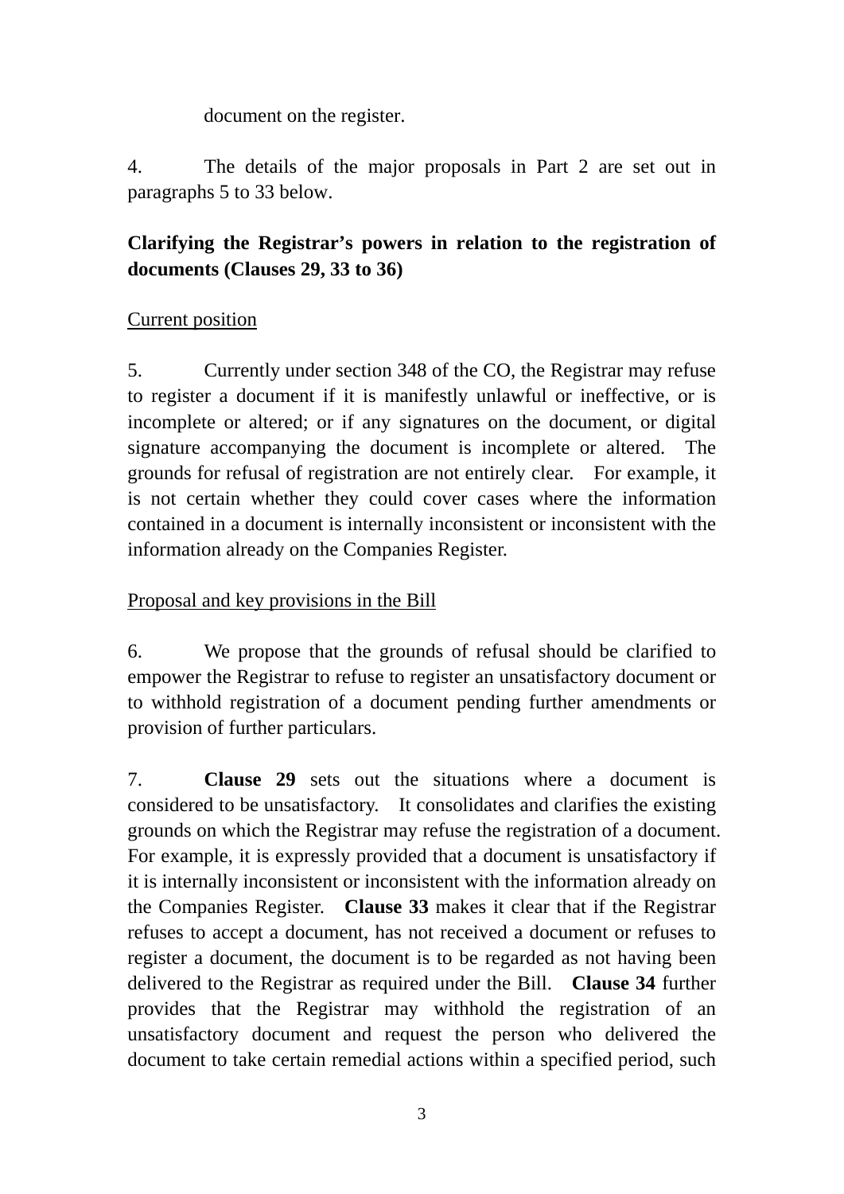document on the register.

4. The details of the major proposals in Part 2 are set out in paragraphs 5 to 33 below.

**Clarifying the Registrar's powers in relation to the registration of documents (Clauses 29, 33 to 36)**

Current position

5. Currently under section 348 of the CO, the Registrar may refuse to register a document if it is manifestly unlawful or ineffective, or is incomplete or altered; or if any signatures on the document, or digital signature accompanying the document is incomplete or altered. The grounds for refusal of registration are not entirely clear. For example, it is not certain whether they could cover cases where the information contained in a document is internally inconsistent or inconsistent with the information already on the Companies Register.

Proposal and key provisions in the Bill

6. We propose that the grounds of refusal should be clarified to empower the Registrar to refuse to register an unsatisfactory document or to withhold registration of a document pending further amendments or provision of further particulars.

7. **Clause 29** sets out the situations where a document is considered to be unsatisfactory. It consolidates and clarifies the existing grounds on which the Registrar may refuse the registration of a document. For example, it is expressly provided that a document is unsatisfactory if it is internally inconsistent or inconsistent with the information already on the Companies Register. **Clause 33** makes it clear that if the Registrar refuses to accept a document, has not received a document or refuses to register a document, the document is to be regarded as not having been delivered to the Registrar as required under the Bill. **Clause 34** further provides that the Registrar may withhold the registration of an unsatisfactory document and request the person who delivered the document to take certain remedial actions within a specified period, such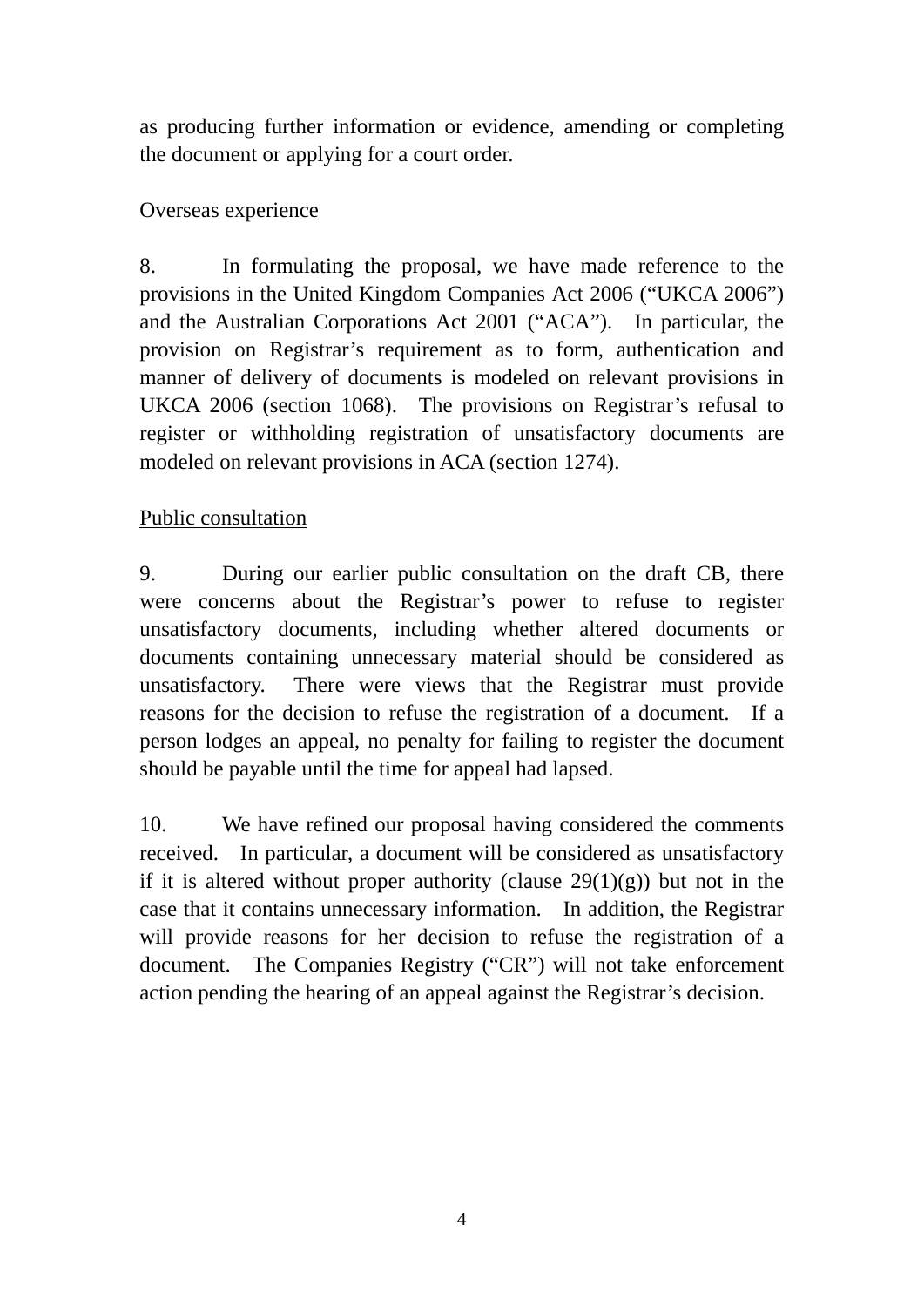as producing further information or evidence, amending or completing the document or applying for a court order.

<u>Overseas experience</u>

8. In formulating the proposal, we have made reference to the provisions in the United Kingdom Companies Act 2006 ("UKCA 2006") and the Australian Corporations Act 2001 ("ACA"). In particular, the provision on Registrar's requirement as to form, authentication and manner of delivery of documents is modeled on relevant provisions in UKCA 2006 (section 1068). The provisions on Registrar's refusal to register or withholding registration of unsatisfactory documents are modeled on relevant provisions in ACA (section 1274).

<u>Public consultation</u>

9. During our earlier public consultation on the draft CB, there were concerns about the Registrar's power to refuse to register unsatisfactory documents, including whether altered documents or documents containing unnecessary material should be considered as unsatisfactory. There were views that the Registrar must provide reasons for the decision to refuse the registration of a document. If a person lodges an appeal, no penalty for failing to register the document should be payable until the time for appeal had lapsed.

10. We have refined our proposal having considered the comments received. In particular, a document will be considered as unsatisfactory if it is altered without proper authority (clause 29(1)(g)) but not in the case that it contains unnecessary information. In addition, the Registrar will provide reasons for her decision to refuse the registration of a document. The Companies Registry ("CR") will not take enforcement action pending the hearing of an appeal against the Registrar's decision.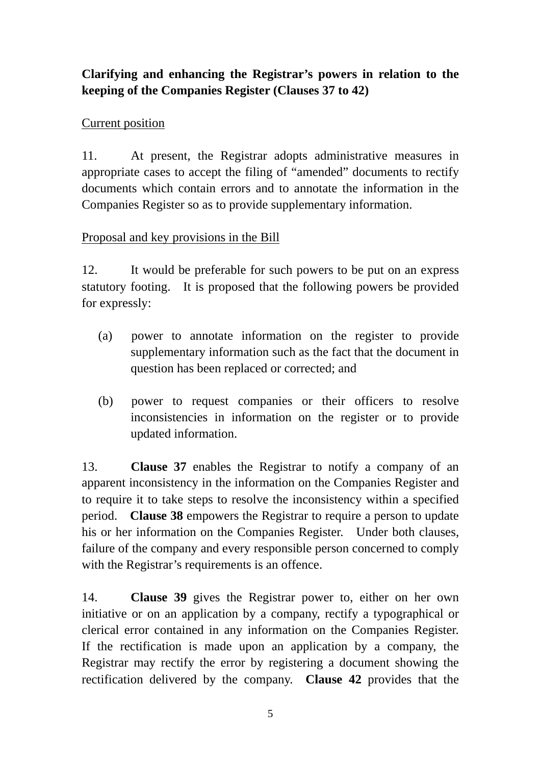**Clarifying and enhancing the Registrar's powers in relation to the keeping of the Companies Register (Clauses 37 to 42)**

Current position

11. At present, the Registrar adopts administrative measures in appropriate cases to accept the filing of "amended" documents to rectify documents which contain errors and to annotate the information in the Companies Register so as to provide supplementary information.

Proposal and key provisions in the Bill

12. It would be preferable for such powers to be put on an express statutory footing. It is proposed that the following powers be provided for expressly:

(a) power to annotate information on the register to provide supplementary information such as the fact that the document in question has been replaced or corrected; and

(b) power to request companies or their officers to resolve inconsistencies in information on the register or to provide updated information.

13. **Clause 37** enables the Registrar to notify a company of an apparent inconsistency in the information on the Companies Register and to require it to take steps to resolve the inconsistency within a specified period. **Clause 38** empowers the Registrar to require a person to update his or her information on the Companies Register. Under both clauses, failure of the company and every responsible person concerned to comply with the Registrar's requirements is an offence.

14. **Clause 39** gives the Registrar power to, either on her own initiative or on an application by a company, rectify a typographical or clerical error contained in any information on the Companies Register. If the rectification is made upon an application by a company, the Registrar may rectify the error by registering a document showing the rectification delivered by the company. **Clause 42** provides that the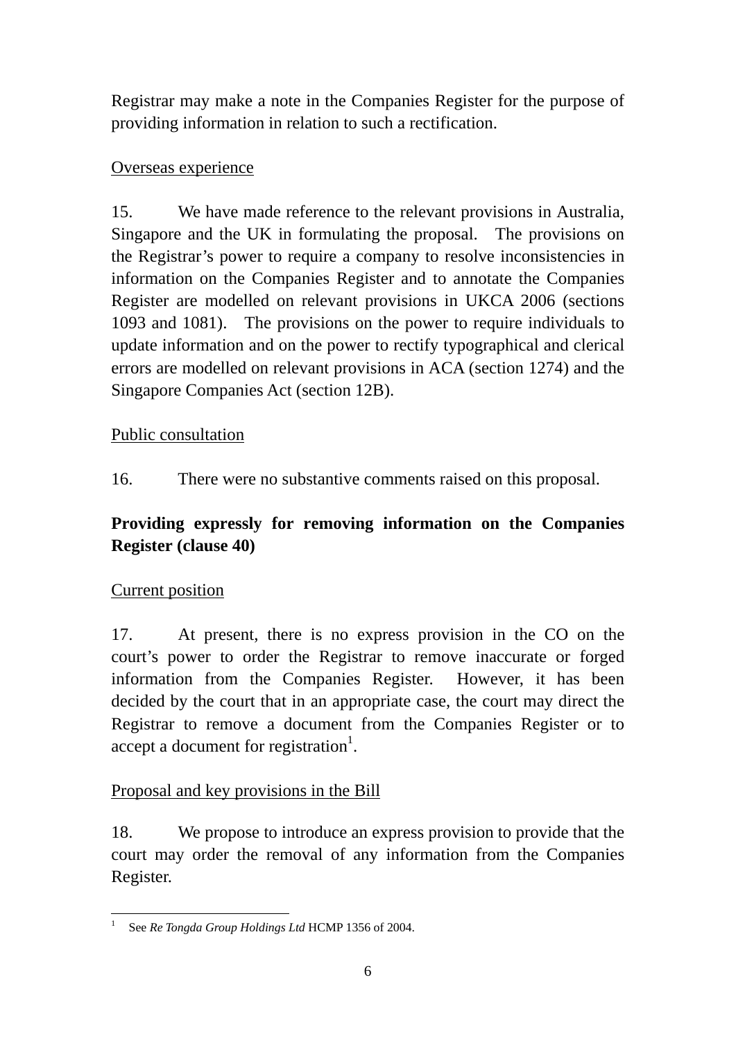Registrar may make a note in the Companies Register for the purpose of providing information in relation to such a rectification.

Overseas experience

15. We have made reference to the relevant provisions in Australia, Singapore and the UK in formulating the proposal. The provisions on the Registrar's power to require a company to resolve inconsistencies in information on the Companies Register and to annotate the Companies Register are modelled on relevant provisions in UKCA 2006 (sections 1093 and 1081). The provisions on the power to require individuals to update information and on the power to rectify typographical and clerical errors are modelled on relevant provisions in ACA (section 1274) and the Singapore Companies Act (section 12B).

Public consultation

16. There were no substantive comments raised on this proposal.

**Providing expressly for removing information on the Companies Register (clause 40)**

Current position

17. At present, there is no express provision in the CO on the court's power to order the Registrar to remove inaccurate or forged information from the Companies Register. However, it has been decided by the court that in an appropriate case, the court may direct the Registrar to remove a document from the Companies Register or to accept a document for registration[1].

Proposal and key provisions in the Bill

18. We propose to introduce an express provision to provide that the court may order the removal of any information from the Companies Register.

[1] See *Re Tongda Group Holdings Ltd* HCMP 1356 of 2004.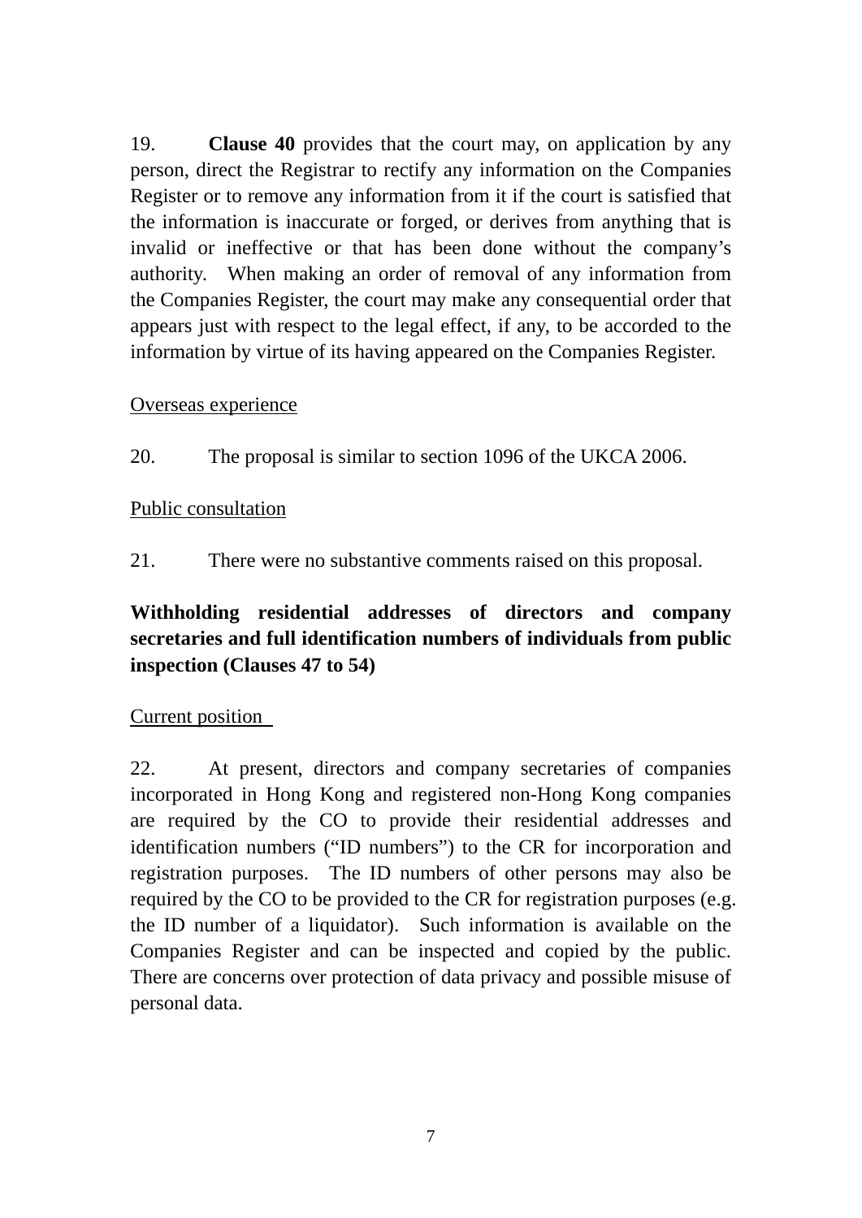19. **Clause 40** provides that the court may, on application by any person, direct the Registrar to rectify any information on the Companies Register or to remove any information from it if the court is satisfied that the information is inaccurate or forged, or derives from anything that is invalid or ineffective or that has been done without the company's authority. When making an order of removal of any information from the Companies Register, the court may make any consequential order that appears just with respect to the legal effect, if any, to be accorded to the information by virtue of its having appeared on the Companies Register.

Overseas experience

20. The proposal is similar to section 1096 of the UKCA 2006.

Public consultation

21. There were no substantive comments raised on this proposal.

**Withholding residential addresses of directors and company secretaries and full identification numbers of individuals from public inspection (Clauses 47 to 54)**

Current position

22. At present, directors and company secretaries of companies incorporated in Hong Kong and registered non-Hong Kong companies are required by the CO to provide their residential addresses and identification numbers ("ID numbers") to the CR for incorporation and registration purposes. The ID numbers of other persons may also be required by the CO to be provided to the CR for registration purposes (e.g. the ID number of a liquidator). Such information is available on the Companies Register and can be inspected and copied by the public. There are concerns over protection of data privacy and possible misuse of personal data.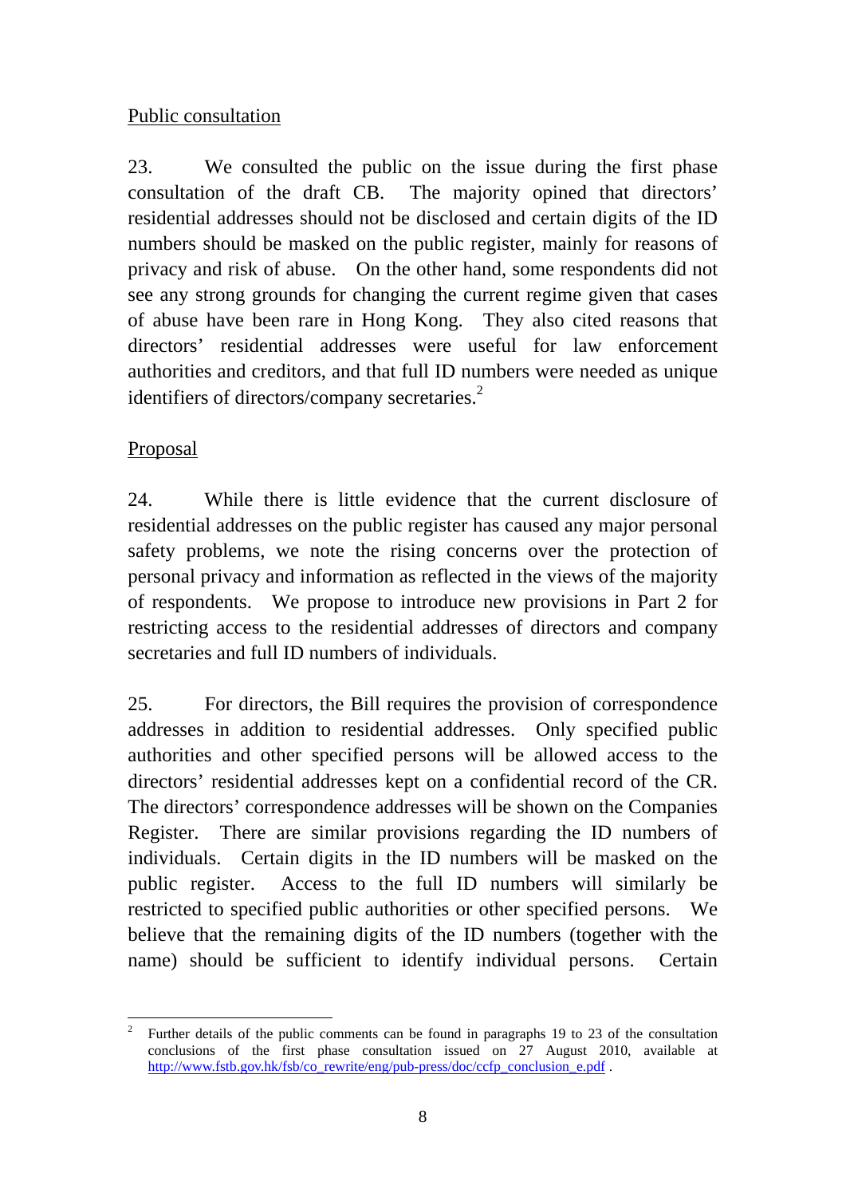Public consultation

23. We consulted the public on the issue during the first phase consultation of the draft CB. The majority opined that directors' residential addresses should not be disclosed and certain digits of the ID numbers should be masked on the public register, mainly for reasons of privacy and risk of abuse. On the other hand, some respondents did not see any strong grounds for changing the current regime given that cases of abuse have been rare in Hong Kong. They also cited reasons that directors' residential addresses were useful for law enforcement authorities and creditors, and that full ID numbers were needed as unique identifiers of directors/company secretaries.[2]

Proposal

24. While there is little evidence that the current disclosure of residential addresses on the public register has caused any major personal safety problems, we note the rising concerns over the protection of personal privacy and information as reflected in the views of the majority of respondents. We propose to introduce new provisions in Part 2 for restricting access to the residential addresses of directors and company secretaries and full ID numbers of individuals.

25. For directors, the Bill requires the provision of correspondence addresses in addition to residential addresses. Only specified public authorities and other specified persons will be allowed access to the directors' residential addresses kept on a confidential record of the CR. The directors' correspondence addresses will be shown on the Companies Register. There are similar provisions regarding the ID numbers of individuals. Certain digits in the ID numbers will be masked on the public register. Access to the full ID numbers will similarly be restricted to specified public authorities or other specified persons. We believe that the remaining digits of the ID numbers (together with the name) should be sufficient to identify individual persons. Certain

---

[2] Further details of the public comments can be found in paragraphs 19 to 23 of the consultation conclusions of the first phase consultation issued on 27 August 2010, available at http://www.fstb.gov.hk/fsb/co_rewrite/eng/pub-press/doc/ccfp_conclusion_e.pdf .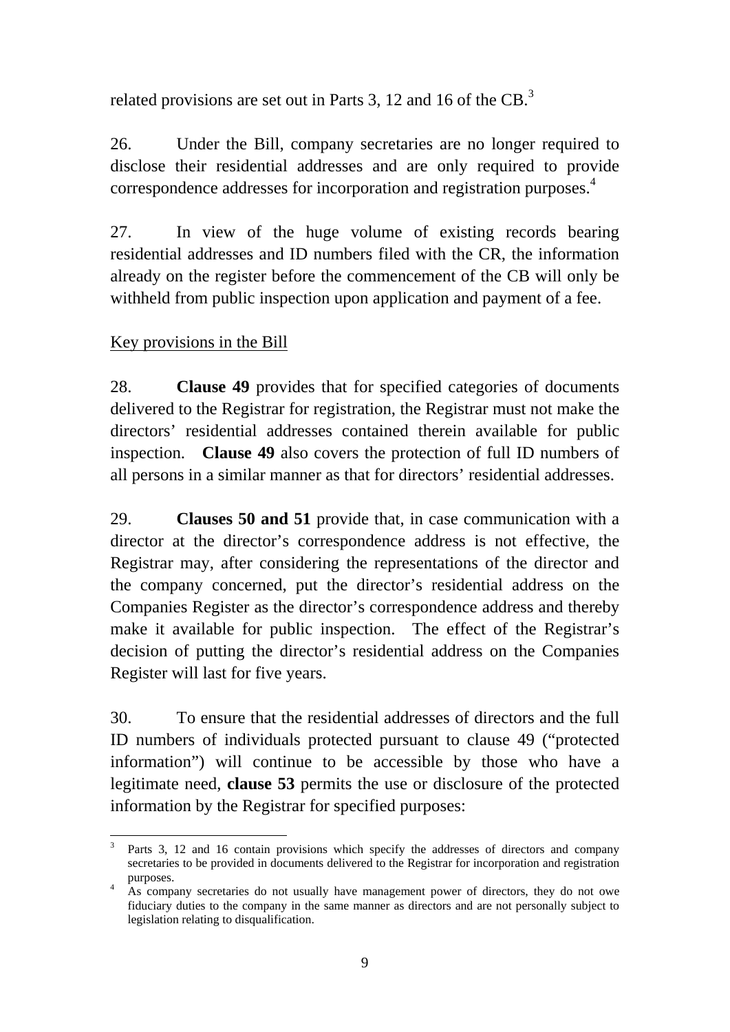related provisions are set out in Parts 3, 12 and 16 of the CB.[3]

26. Under the Bill, company secretaries are no longer required to disclose their residential addresses and are only required to provide correspondence addresses for incorporation and registration purposes.[4]

27. In view of the huge volume of existing records bearing residential addresses and ID numbers filed with the CR, the information already on the register before the commencement of the CB will only be withheld from public inspection upon application and payment of a fee.

Key provisions in the Bill

28. **Clause 49** provides that for specified categories of documents delivered to the Registrar for registration, the Registrar must not make the directors' residential addresses contained therein available for public inspection. **Clause 49** also covers the protection of full ID numbers of all persons in a similar manner as that for directors' residential addresses.

29. **Clauses 50 and 51** provide that, in case communication with a director at the director's correspondence address is not effective, the Registrar may, after considering the representations of the director and the company concerned, put the director's residential address on the Companies Register as the director's correspondence address and thereby make it available for public inspection. The effect of the Registrar's decision of putting the director's residential address on the Companies Register will last for five years.

30. To ensure that the residential addresses of directors and the full ID numbers of individuals protected pursuant to clause 49 ("protected information") will continue to be accessible by those who have a legitimate need, **clause 53** permits the use or disclosure of the protected information by the Registrar for specified purposes:

---

[3] Parts 3, 12 and 16 contain provisions which specify the addresses of directors and company secretaries to be provided in documents delivered to the Registrar for incorporation and registration purposes.

[4] As company secretaries do not usually have management power of directors, they do not owe fiduciary duties to the company in the same manner as directors and are not personally subject to legislation relating to disqualification.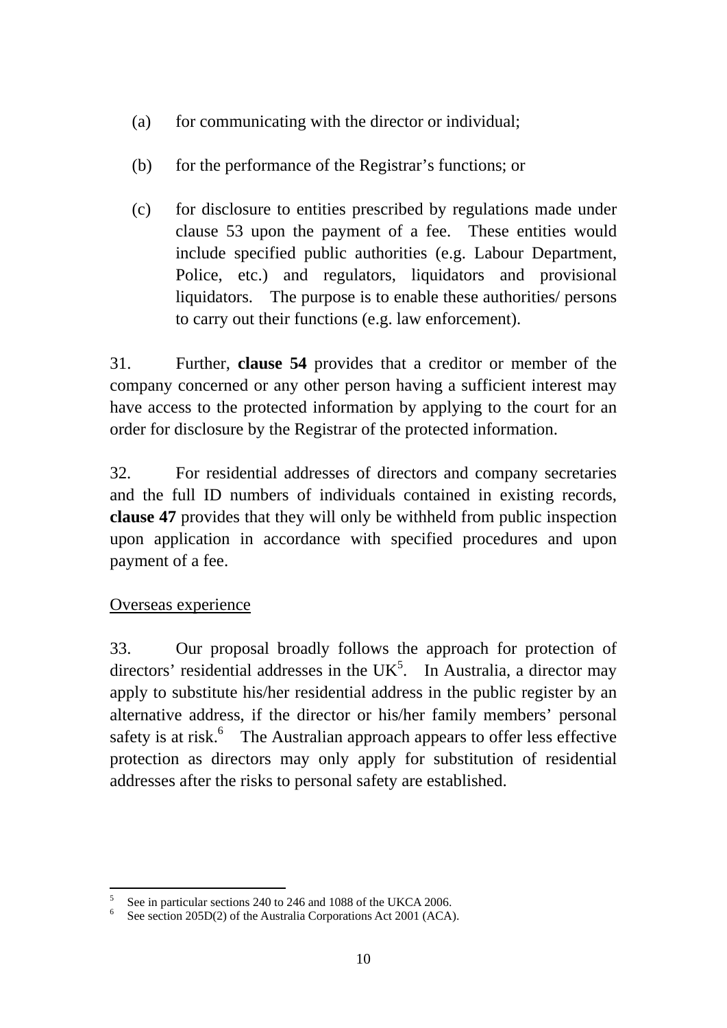(a) for communicating with the director or individual;

(b) for the performance of the Registrar's functions; or

(c) for disclosure to entities prescribed by regulations made under clause 53 upon the payment of a fee. These entities would include specified public authorities (e.g. Labour Department, Police, etc.) and regulators, liquidators and provisional liquidators. The purpose is to enable these authorities/ persons to carry out their functions (e.g. law enforcement).

31. Further, **clause 54** provides that a creditor or member of the company concerned or any other person having a sufficient interest may have access to the protected information by applying to the court for an order for disclosure by the Registrar of the protected information.

32. For residential addresses of directors and company secretaries and the full ID numbers of individuals contained in existing records, **clause 47** provides that they will only be withheld from public inspection upon application in accordance with specified procedures and upon payment of a fee.

<u>Overseas experience</u>

33. Our proposal broadly follows the approach for protection of directors' residential addresses in the UK[5]. In Australia, a director may apply to substitute his/her residential address in the public register by an alternative address, if the director or his/her family members' personal safety is at risk.[6] The Australian approach appears to offer less effective protection as directors may only apply for substitution of residential addresses after the risks to personal safety are established.

---

[5] See in particular sections 240 to 246 and 1088 of the UKCA 2006.

[6] See section 205D(2) of the Australia Corporations Act 2001 (ACA).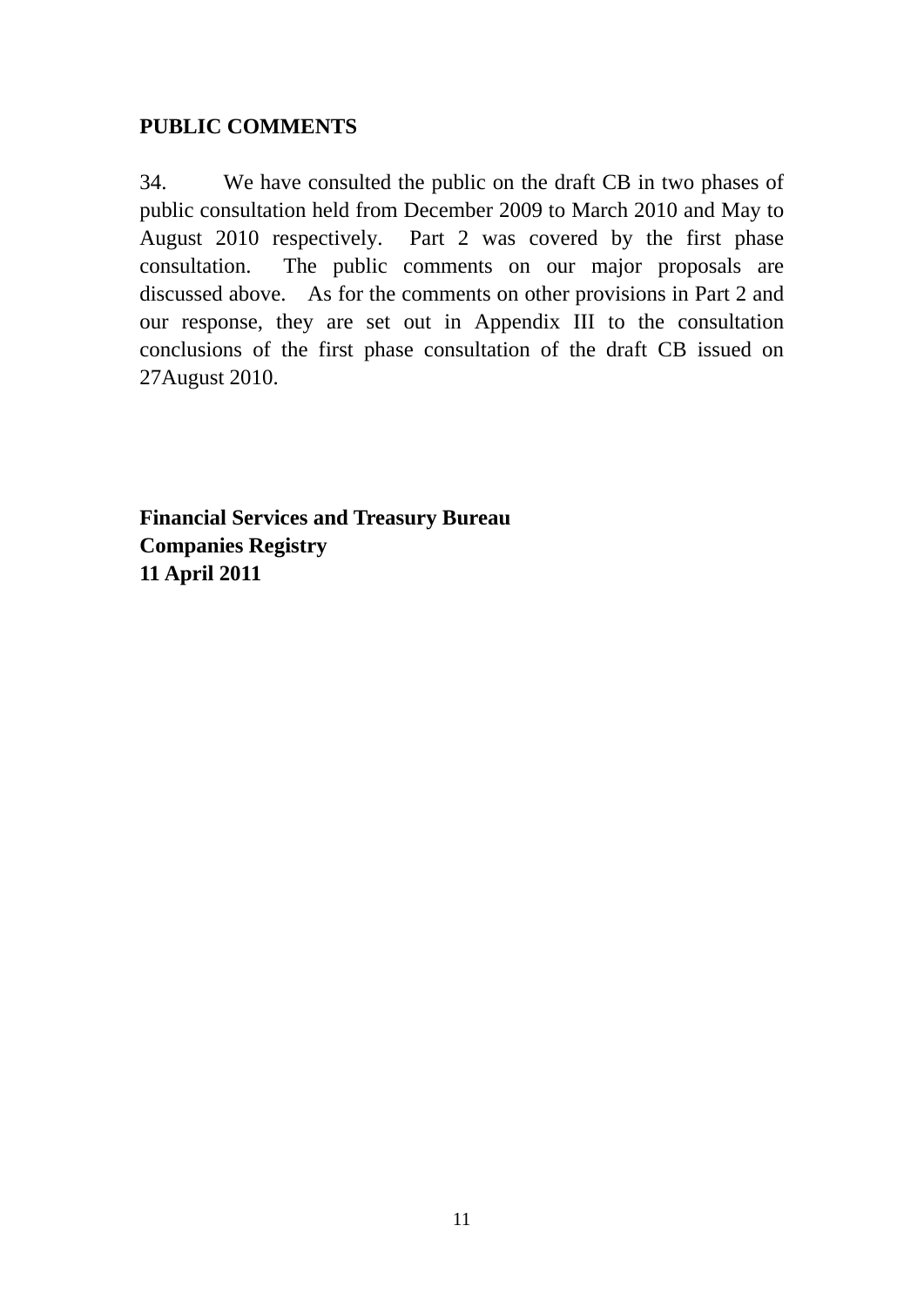**PUBLIC COMMENTS**

34. We have consulted the public on the draft CB in two phases of public consultation held from December 2009 to March 2010 and May to August 2010 respectively. Part 2 was covered by the first phase consultation. The public comments on our major proposals are discussed above. As for the comments on other provisions in Part 2 and our response, they are set out in Appendix III to the consultation conclusions of the first phase consultation of the draft CB issued on 27August 2010.

**Financial Services and Treasury Bureau**
**Companies Registry**
**11 April 2011**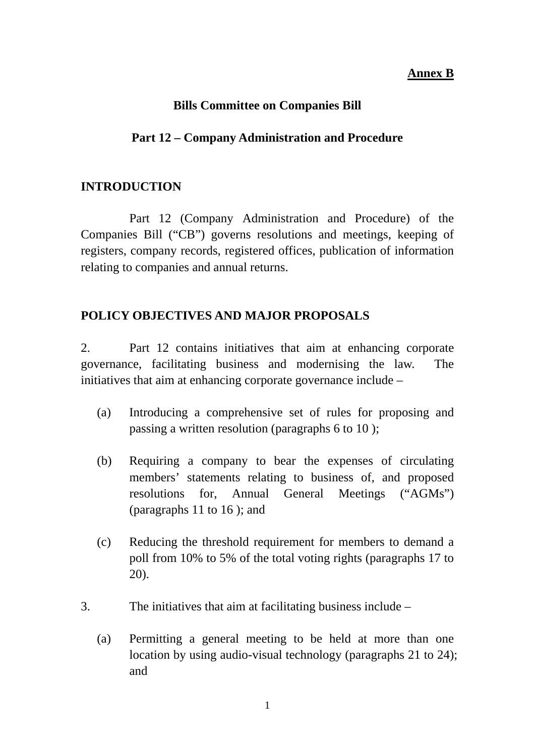**Annex B**

**Bills Committee on Companies Bill**

**Part 12 – Company Administration and Procedure**

## INTRODUCTION

Part 12 (Company Administration and Procedure) of the Companies Bill (“CB”) governs resolutions and meetings, keeping of registers, company records, registered offices, publication of information relating to companies and annual returns.

## POLICY OBJECTIVES AND MAJOR PROPOSALS

2. Part 12 contains initiatives that aim at enhancing corporate governance, facilitating business and modernising the law. The initiatives that aim at enhancing corporate governance include –

(a) Introducing a comprehensive set of rules for proposing and passing a written resolution (paragraphs 6 to 10 );

(b) Requiring a company to bear the expenses of circulating members’ statements relating to business of, and proposed resolutions for, Annual General Meetings (“AGMs”) (paragraphs 11 to 16 ); and

(c) Reducing the threshold requirement for members to demand a poll from 10% to 5% of the total voting rights (paragraphs 17 to 20).

3. The initiatives that aim at facilitating business include –

(a) Permitting a general meeting to be held at more than one location by using audio-visual technology (paragraphs 21 to 24); and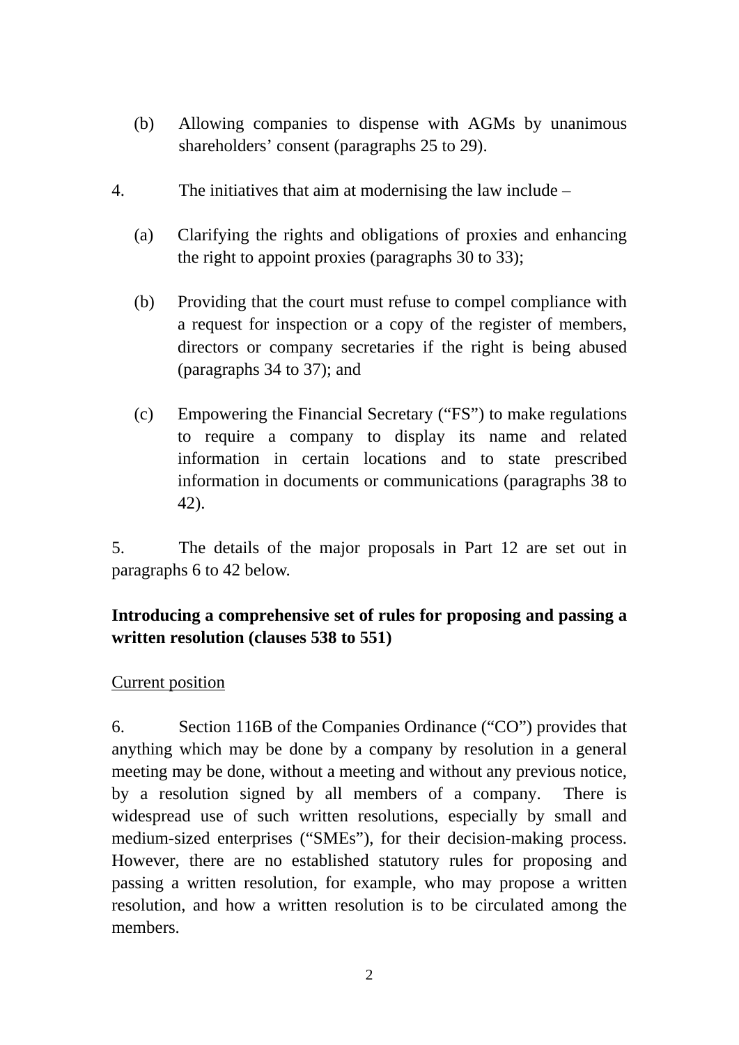(b) Allowing companies to dispense with AGMs by unanimous shareholders' consent (paragraphs 25 to 29).

4. The initiatives that aim at modernising the law include –

(a) Clarifying the rights and obligations of proxies and enhancing the right to appoint proxies (paragraphs 30 to 33);

(b) Providing that the court must refuse to compel compliance with a request for inspection or a copy of the register of members, directors or company secretaries if the right is being abused (paragraphs 34 to 37); and

(c) Empowering the Financial Secretary ("FS") to make regulations to require a company to display its name and related information in certain locations and to state prescribed information in documents or communications (paragraphs 38 to 42).

5. The details of the major proposals in Part 12 are set out in paragraphs 6 to 42 below.

**Introducing a comprehensive set of rules for proposing and passing a written resolution (clauses 538 to 551)**

Current position

6. Section 116B of the Companies Ordinance ("CO") provides that anything which may be done by a company by resolution in a general meeting may be done, without a meeting and without any previous notice, by a resolution signed by all members of a company. There is widespread use of such written resolutions, especially by small and medium-sized enterprises ("SMEs"), for their decision-making process. However, there are no established statutory rules for proposing and passing a written resolution, for example, who may propose a written resolution, and how a written resolution is to be circulated among the members.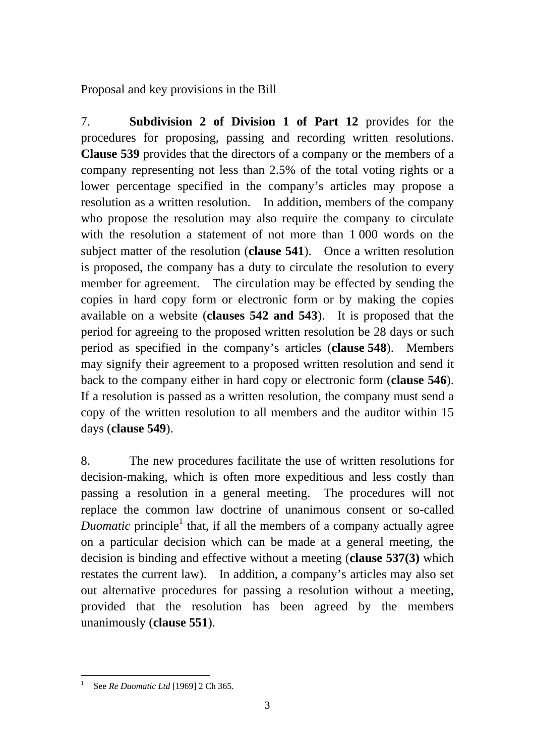<u>Proposal and key provisions in the Bill</u>

7. **Subdivision 2 of Division 1 of Part 12** provides for the procedures for proposing, passing and recording written resolutions. **Clause 539** provides that the directors of a company or the members of a company representing not less than 2.5% of the total voting rights or a lower percentage specified in the company's articles may propose a resolution as a written resolution. In addition, members of the company who propose the resolution may also require the company to circulate with the resolution a statement of not more than 1 000 words on the subject matter of the resolution (**clause 541**). Once a written resolution is proposed, the company has a duty to circulate the resolution to every member for agreement. The circulation may be effected by sending the copies in hard copy form or electronic form or by making the copies available on a website (**clauses 542 and 543**). It is proposed that the period for agreeing to the proposed written resolution be 28 days or such period as specified in the company's articles (**clause 548**). Members may signify their agreement to a proposed written resolution and send it back to the company either in hard copy or electronic form (**clause 546**). If a resolution is passed as a written resolution, the company must send a copy of the written resolution to all members and the auditor within 15 days (**clause 549**).

8. The new procedures facilitate the use of written resolutions for decision-making, which is often more expeditious and less costly than passing a resolution in a general meeting. The procedures will not replace the common law doctrine of unanimous consent or so-called *Duomatic* principle[1] that, if all the members of a company actually agree on a particular decision which can be made at a general meeting, the decision is binding and effective without a meeting (**clause 537(3)** which restates the current law). In addition, a company's articles may also set out alternative procedures for passing a resolution without a meeting, provided that the resolution has been agreed by the members unanimously (**clause 551**).

---

[1] See *Re Duomatic Ltd* [1969] 2 Ch 365.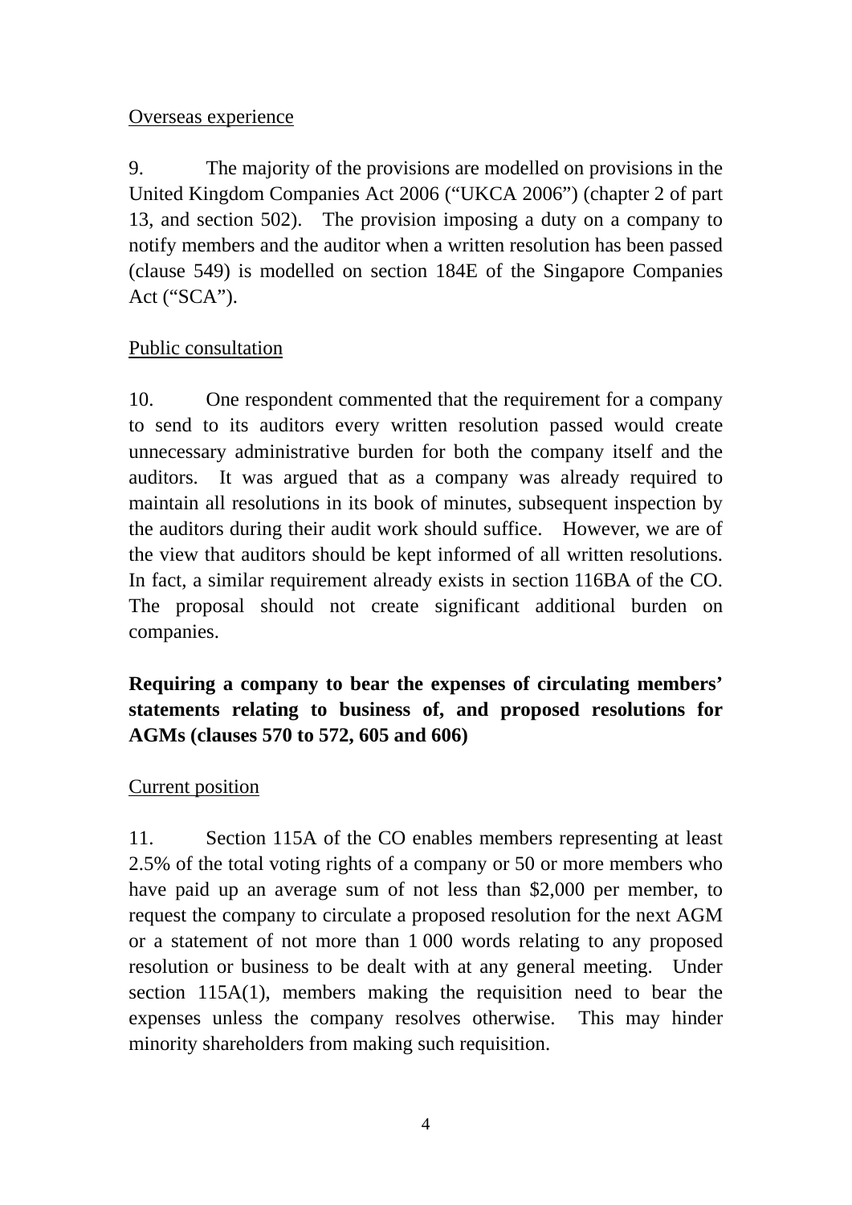Overseas experience

9. The majority of the provisions are modelled on provisions in the United Kingdom Companies Act 2006 (“UKCA 2006”) (chapter 2 of part 13, and section 502). The provision imposing a duty on a company to notify members and the auditor when a written resolution has been passed (clause 549) is modelled on section 184E of the Singapore Companies Act (“SCA”).

Public consultation

10. One respondent commented that the requirement for a company to send to its auditors every written resolution passed would create unnecessary administrative burden for both the company itself and the auditors. It was argued that as a company was already required to maintain all resolutions in its book of minutes, subsequent inspection by the auditors during their audit work should suffice. However, we are of the view that auditors should be kept informed of all written resolutions. In fact, a similar requirement already exists in section 116BA of the CO. The proposal should not create significant additional burden on companies.

**Requiring a company to bear the expenses of circulating members’ statements relating to business of, and proposed resolutions for AGMs (clauses 570 to 572, 605 and 606)**

Current position

11. Section 115A of the CO enables members representing at least 2.5% of the total voting rights of a company or 50 or more members who have paid up an average sum of not less than $2,000 per member, to request the company to circulate a proposed resolution for the next AGM or a statement of not more than 1 000 words relating to any proposed resolution or business to be dealt with at any general meeting. Under section 115A(1), members making the requisition need to bear the expenses unless the company resolves otherwise. This may hinder minority shareholders from making such requisition.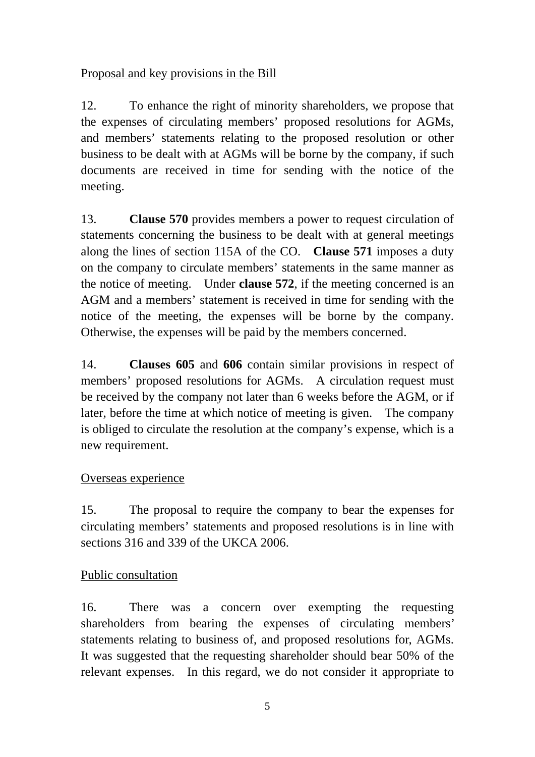Proposal and key provisions in the Bill

12. To enhance the right of minority shareholders, we propose that the expenses of circulating members' proposed resolutions for AGMs, and members' statements relating to the proposed resolution or other business to be dealt with at AGMs will be borne by the company, if such documents are received in time for sending with the notice of the meeting.

13. **Clause 570** provides members a power to request circulation of statements concerning the business to be dealt with at general meetings along the lines of section 115A of the CO. **Clause 571** imposes a duty on the company to circulate members' statements in the same manner as the notice of meeting. Under **clause 572**, if the meeting concerned is an AGM and a members' statement is received in time for sending with the notice of the meeting, the expenses will be borne by the company. Otherwise, the expenses will be paid by the members concerned.

14. **Clauses 605** and **606** contain similar provisions in respect of members' proposed resolutions for AGMs. A circulation request must be received by the company not later than 6 weeks before the AGM, or if later, before the time at which notice of meeting is given. The company is obliged to circulate the resolution at the company's expense, which is a new requirement.

Overseas experience

15. The proposal to require the company to bear the expenses for circulating members' statements and proposed resolutions is in line with sections 316 and 339 of the UKCA 2006.

Public consultation

16. There was a concern over exempting the requesting shareholders from bearing the expenses of circulating members' statements relating to business of, and proposed resolutions for, AGMs. It was suggested that the requesting shareholder should bear 50% of the relevant expenses. In this regard, we do not consider it appropriate to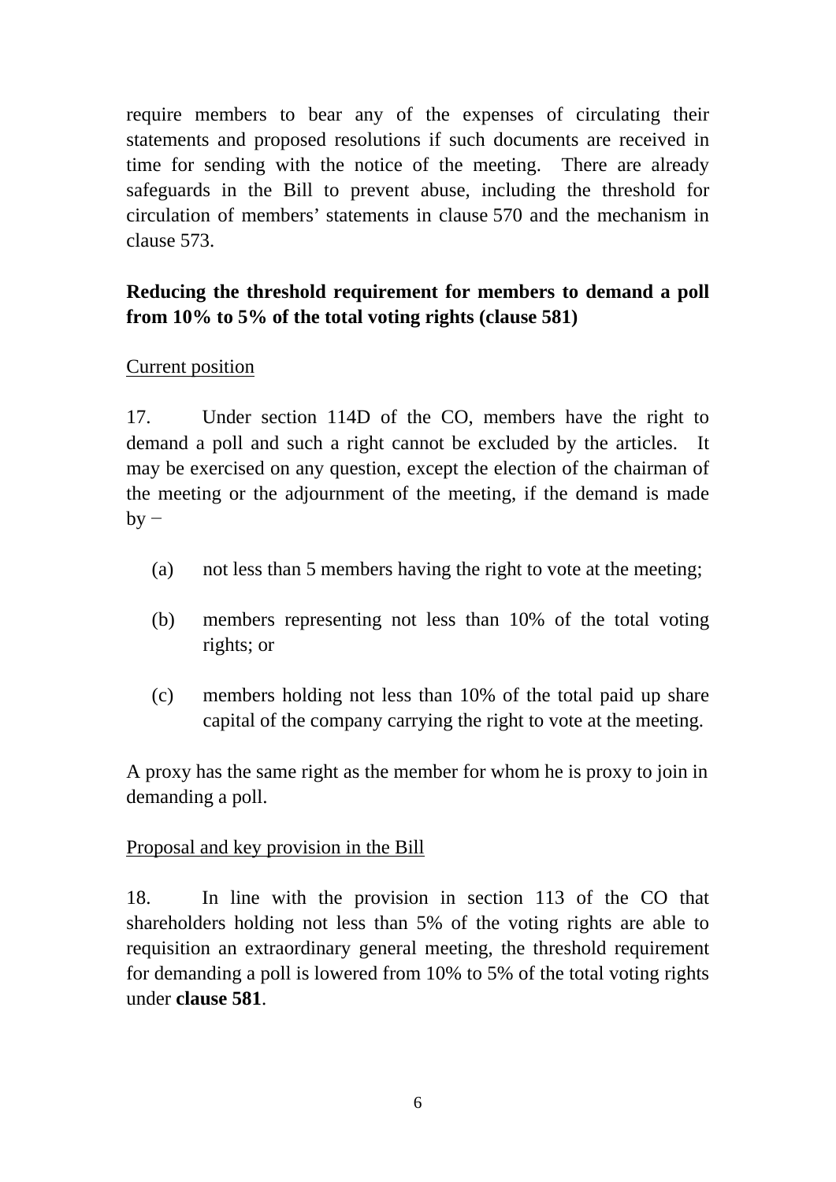require members to bear any of the expenses of circulating their statements and proposed resolutions if such documents are received in time for sending with the notice of the meeting. There are already safeguards in the Bill to prevent abuse, including the threshold for circulation of members' statements in clause 570 and the mechanism in clause 573.

**Reducing the threshold requirement for members to demand a poll from 10% to 5% of the total voting rights (clause 581)**

Current position

17. Under section 114D of the CO, members have the right to demand a poll and such a right cannot be excluded by the articles. It may be exercised on any question, except the election of the chairman of the meeting or the adjournment of the meeting, if the demand is made by −

(a) not less than 5 members having the right to vote at the meeting;

(b) members representing not less than 10% of the total voting rights; or

(c) members holding not less than 10% of the total paid up share capital of the company carrying the right to vote at the meeting.

A proxy has the same right as the member for whom he is proxy to join in demanding a poll.

Proposal and key provision in the Bill

18. In line with the provision in section 113 of the CO that shareholders holding not less than 5% of the voting rights are able to requisition an extraordinary general meeting, the threshold requirement for demanding a poll is lowered from 10% to 5% of the total voting rights under **clause 581**.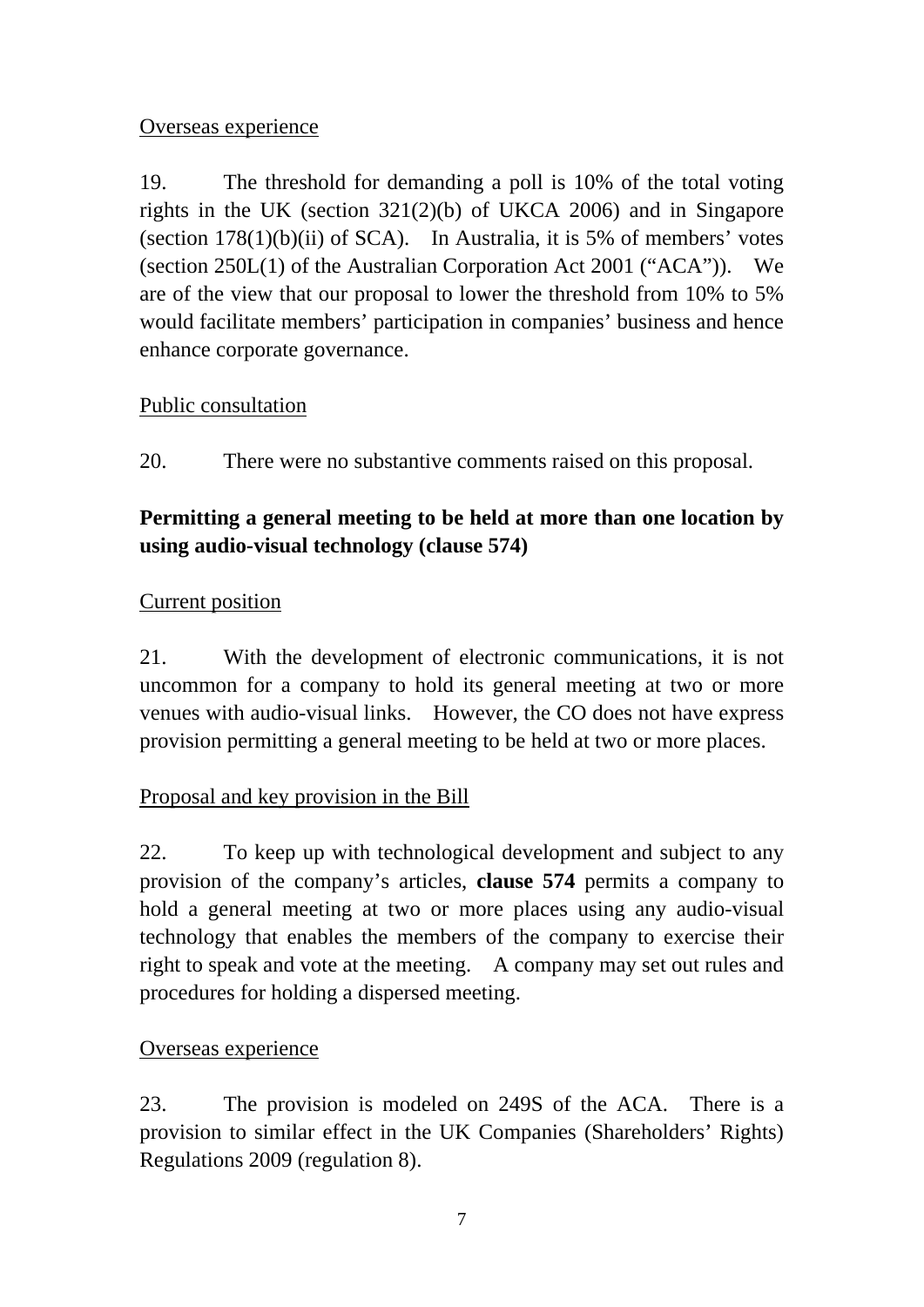Overseas experience

19. The threshold for demanding a poll is 10% of the total voting rights in the UK (section 321(2)(b) of UKCA 2006) and in Singapore (section 178(1)(b)(ii) of SCA). In Australia, it is 5% of members' votes (section 250L(1) of the Australian Corporation Act 2001 ("ACA")). We are of the view that our proposal to lower the threshold from 10% to 5% would facilitate members' participation in companies' business and hence enhance corporate governance.

Public consultation

20. There were no substantive comments raised on this proposal.

**Permitting a general meeting to be held at more than one location by using audio-visual technology (clause 574)**

Current position

21. With the development of electronic communications, it is not uncommon for a company to hold its general meeting at two or more venues with audio-visual links. However, the CO does not have express provision permitting a general meeting to be held at two or more places.

Proposal and key provision in the Bill

22. To keep up with technological development and subject to any provision of the company's articles, **clause 574** permits a company to hold a general meeting at two or more places using any audio-visual technology that enables the members of the company to exercise their right to speak and vote at the meeting. A company may set out rules and procedures for holding a dispersed meeting.

Overseas experience

23. The provision is modeled on 249S of the ACA. There is a provision to similar effect in the UK Companies (Shareholders' Rights) Regulations 2009 (regulation 8).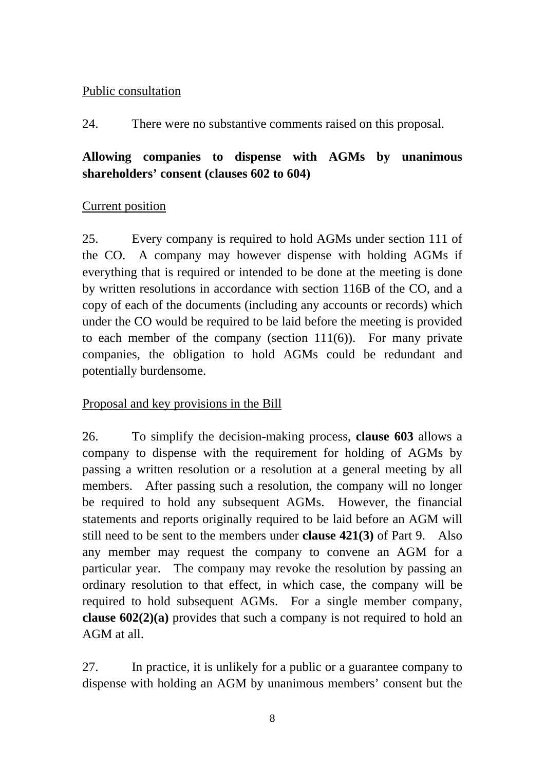Public consultation

24. There were no substantive comments raised on this proposal.

**Allowing companies to dispense with AGMs by unanimous shareholders' consent (clauses 602 to 604)**

Current position

25. Every company is required to hold AGMs under section 111 of the CO. A company may however dispense with holding AGMs if everything that is required or intended to be done at the meeting is done by written resolutions in accordance with section 116B of the CO, and a copy of each of the documents (including any accounts or records) which under the CO would be required to be laid before the meeting is provided to each member of the company (section 111(6)). For many private companies, the obligation to hold AGMs could be redundant and potentially burdensome.

Proposal and key provisions in the Bill

26. To simplify the decision-making process, **clause 603** allows a company to dispense with the requirement for holding of AGMs by passing a written resolution or a resolution at a general meeting by all members. After passing such a resolution, the company will no longer be required to hold any subsequent AGMs. However, the financial statements and reports originally required to be laid before an AGM will still need to be sent to the members under **clause 421(3)** of Part 9. Also any member may request the company to convene an AGM for a particular year. The company may revoke the resolution by passing an ordinary resolution to that effect, in which case, the company will be required to hold subsequent AGMs. For a single member company, **clause 602(2)(a)** provides that such a company is not required to hold an AGM at all.

27. In practice, it is unlikely for a public or a guarantee company to dispense with holding an AGM by unanimous members' consent but the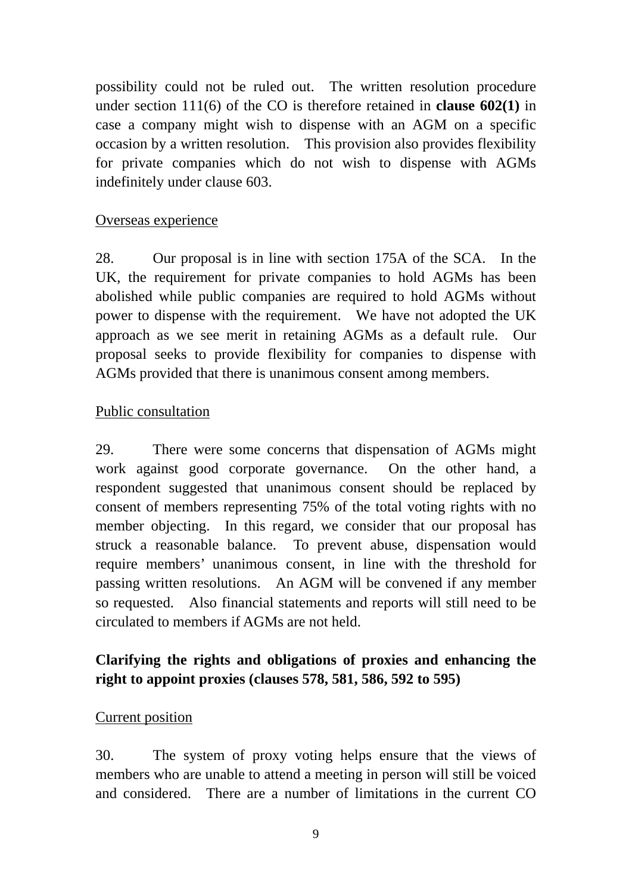possibility could not be ruled out. The written resolution procedure under section 111(6) of the CO is therefore retained in **clause 602(1)** in case a company might wish to dispense with an AGM on a specific occasion by a written resolution. This provision also provides flexibility for private companies which do not wish to dispense with AGMs indefinitely under clause 603.

<u>Overseas experience</u>

28. Our proposal is in line with section 175A of the SCA. In the UK, the requirement for private companies to hold AGMs has been abolished while public companies are required to hold AGMs without power to dispense with the requirement. We have not adopted the UK approach as we see merit in retaining AGMs as a default rule. Our proposal seeks to provide flexibility for companies to dispense with AGMs provided that there is unanimous consent among members.

<u>Public consultation</u>

29. There were some concerns that dispensation of AGMs might work against good corporate governance. On the other hand, a respondent suggested that unanimous consent should be replaced by consent of members representing 75% of the total voting rights with no member objecting. In this regard, we consider that our proposal has struck a reasonable balance. To prevent abuse, dispensation would require members' unanimous consent, in line with the threshold for passing written resolutions. An AGM will be convened if any member so requested. Also financial statements and reports will still need to be circulated to members if AGMs are not held.

**Clarifying the rights and obligations of proxies and enhancing the right to appoint proxies (clauses 578, 581, 586, 592 to 595)**

<u>Current position</u>

30. The system of proxy voting helps ensure that the views of members who are unable to attend a meeting in person will still be voiced and considered. There are a number of limitations in the current CO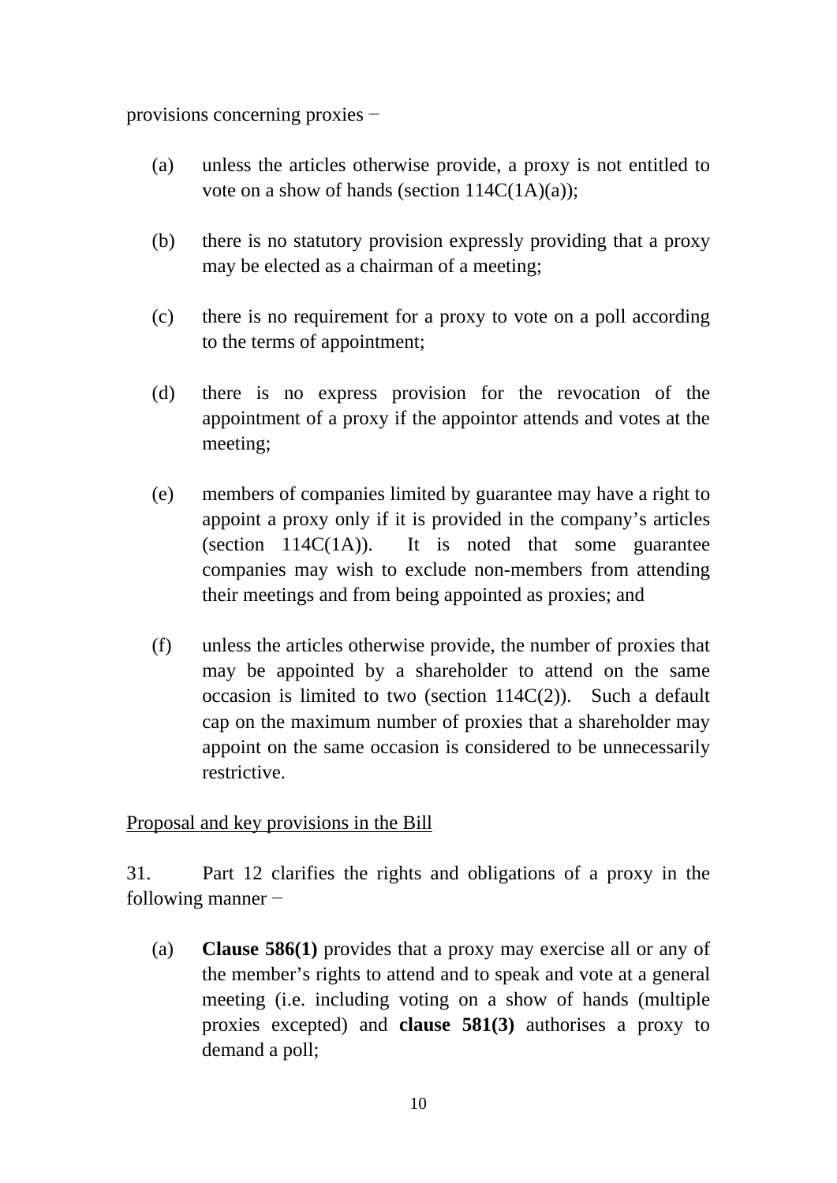provisions concerning proxies −

(a) unless the articles otherwise provide, a proxy is not entitled to vote on a show of hands (section 114C(1A)(a));

(b) there is no statutory provision expressly providing that a proxy may be elected as a chairman of a meeting;

(c) there is no requirement for a proxy to vote on a poll according to the terms of appointment;

(d) there is no express provision for the revocation of the appointment of a proxy if the appointor attends and votes at the meeting;

(e) members of companies limited by guarantee may have a right to appoint a proxy only if it is provided in the company's articles (section 114C(1A)). It is noted that some guarantee companies may wish to exclude non-members from attending their meetings and from being appointed as proxies; and

(f) unless the articles otherwise provide, the number of proxies that may be appointed by a shareholder to attend on the same occasion is limited to two (section 114C(2)). Such a default cap on the maximum number of proxies that a shareholder may appoint on the same occasion is considered to be unnecessarily restrictive.

<u>Proposal and key provisions in the Bill</u>

31. Part 12 clarifies the rights and obligations of a proxy in the following manner −

(a) **Clause 586(1)** provides that a proxy may exercise all or any of the member's rights to attend and to speak and vote at a general meeting (i.e. including voting on a show of hands (multiple proxies excepted) and **clause 581(3)** authorises a proxy to demand a poll;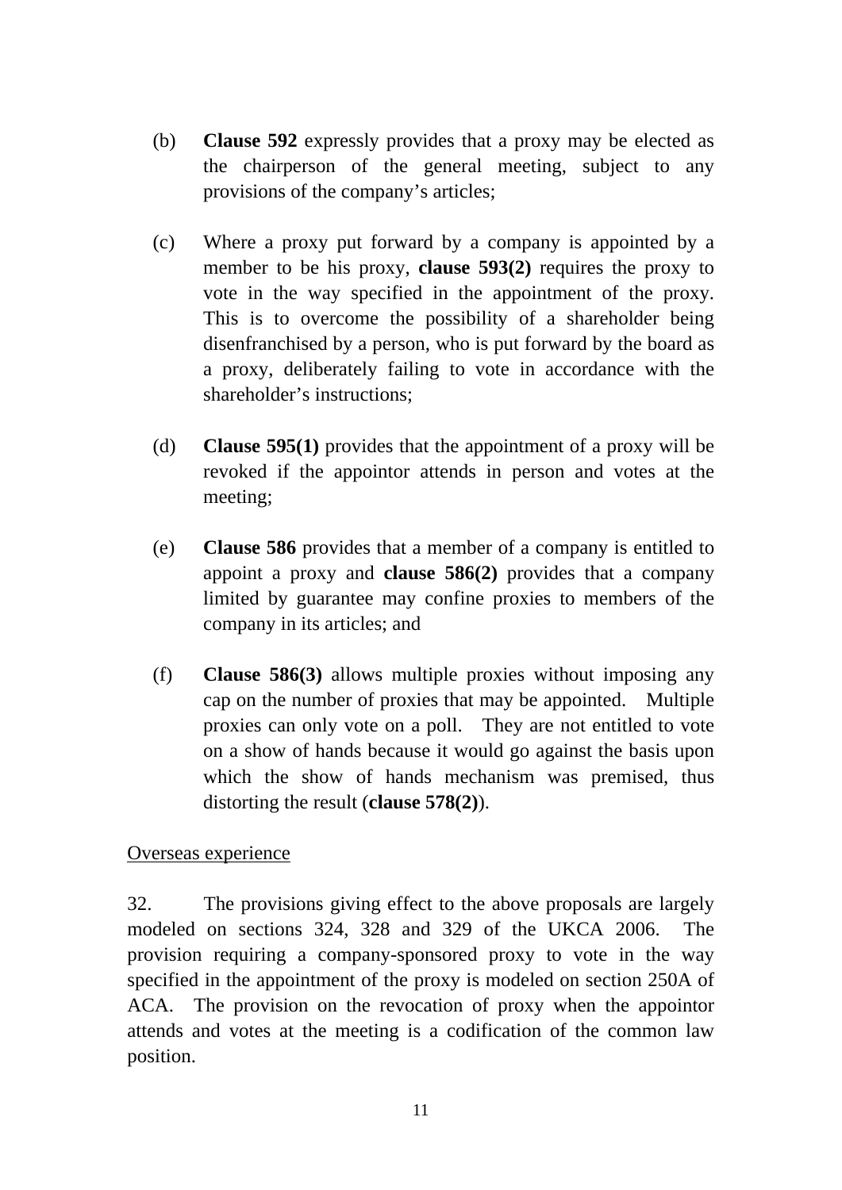(b) **Clause 592** expressly provides that a proxy may be elected as the chairperson of the general meeting, subject to any provisions of the company's articles;

(c) Where a proxy put forward by a company is appointed by a member to be his proxy, **clause 593(2)** requires the proxy to vote in the way specified in the appointment of the proxy. This is to overcome the possibility of a shareholder being disenfranchised by a person, who is put forward by the board as a proxy, deliberately failing to vote in accordance with the shareholder's instructions;

(d) **Clause 595(1)** provides that the appointment of a proxy will be revoked if the appointor attends in person and votes at the meeting;

(e) **Clause 586** provides that a member of a company is entitled to appoint a proxy and **clause 586(2)** provides that a company limited by guarantee may confine proxies to members of the company in its articles; and

(f) **Clause 586(3)** allows multiple proxies without imposing any cap on the number of proxies that may be appointed. Multiple proxies can only vote on a poll. They are not entitled to vote on a show of hands because it would go against the basis upon which the show of hands mechanism was premised, thus distorting the result (**clause 578(2)**).

<u>Overseas experience</u>

32. The provisions giving effect to the above proposals are largely modeled on sections 324, 328 and 329 of the UKCA 2006. The provision requiring a company-sponsored proxy to vote in the way specified in the appointment of the proxy is modeled on section 250A of ACA. The provision on the revocation of proxy when the appointor attends and votes at the meeting is a codification of the common law position.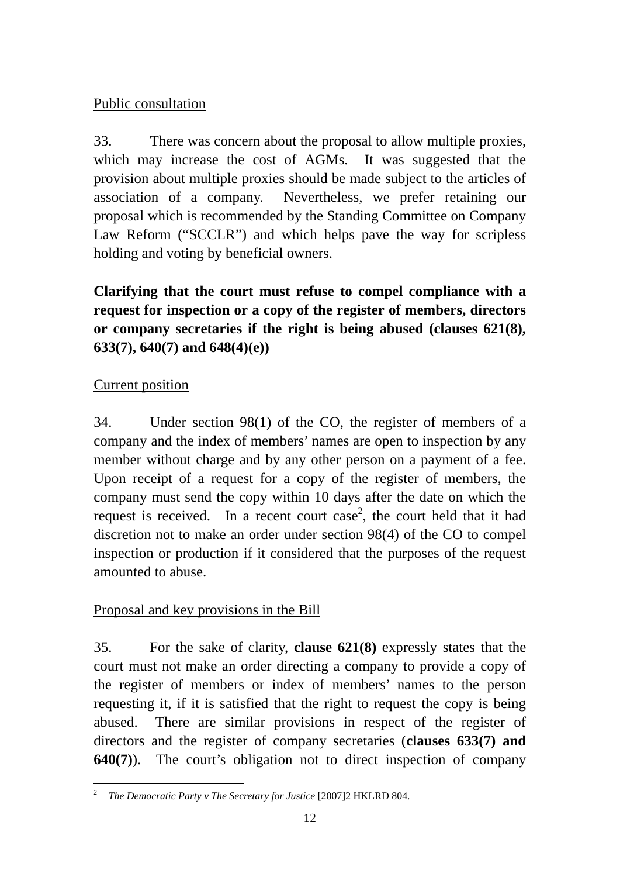Public consultation

33. There was concern about the proposal to allow multiple proxies, which may increase the cost of AGMs. It was suggested that the provision about multiple proxies should be made subject to the articles of association of a company. Nevertheless, we prefer retaining our proposal which is recommended by the Standing Committee on Company Law Reform ("SCCLR") and which helps pave the way for scripless holding and voting by beneficial owners.

**Clarifying that the court must refuse to compel compliance with a request for inspection or a copy of the register of members, directors or company secretaries if the right is being abused (clauses 621(8), 633(7), 640(7) and 648(4)(e))**

Current position

34. Under section 98(1) of the CO, the register of members of a company and the index of members' names are open to inspection by any member without charge and by any other person on a payment of a fee. Upon receipt of a request for a copy of the register of members, the company must send the copy within 10 days after the date on which the request is received. In a recent court case[2], the court held that it had discretion not to make an order under section 98(4) of the CO to compel inspection or production if it considered that the purposes of the request amounted to abuse.

Proposal and key provisions in the Bill

35. For the sake of clarity, **clause 621(8)** expressly states that the court must not make an order directing a company to provide a copy of the register of members or index of members' names to the person requesting it, if it is satisfied that the right to request the copy is being abused. There are similar provisions in respect of the register of directors and the register of company secretaries (**clauses 633(7) and 640(7)**). The court's obligation not to direct inspection of company

[2] *The Democratic Party v The Secretary for Justice* [2007]2 HKLRD 804.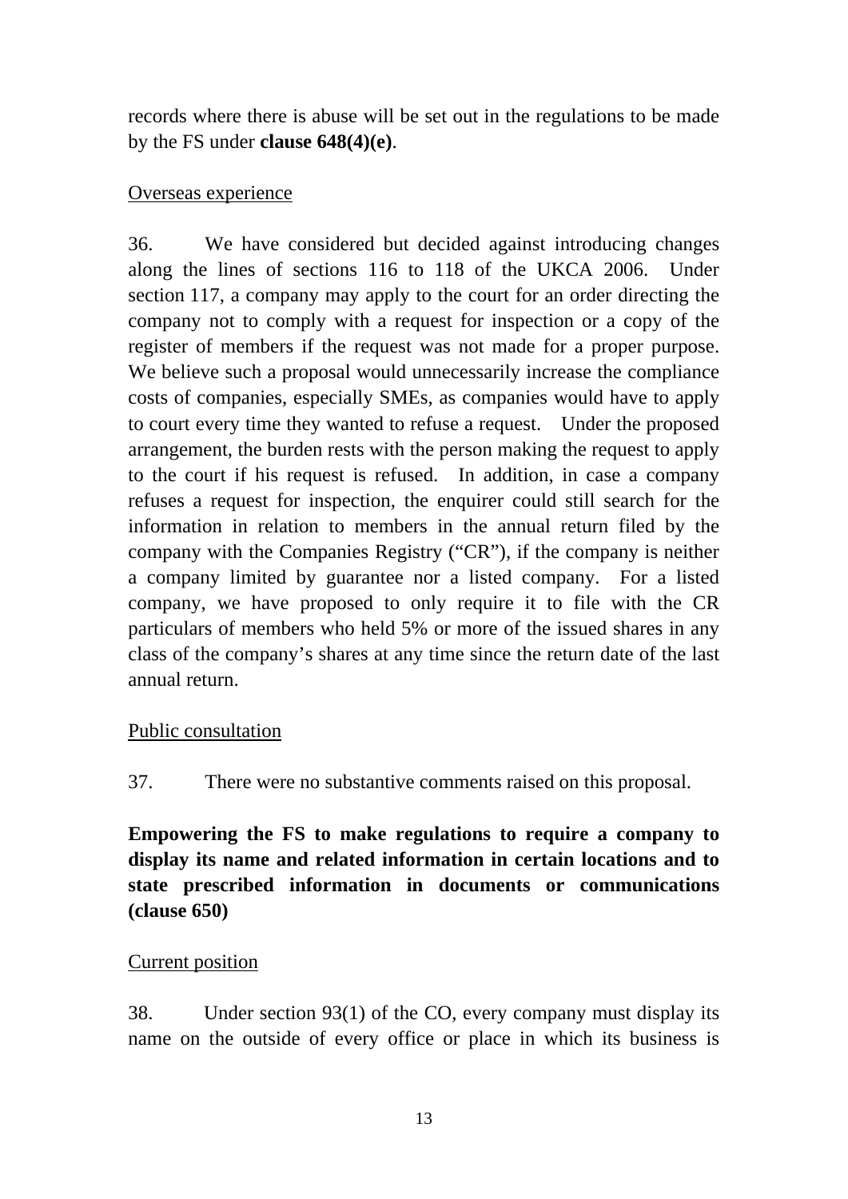records where there is abuse will be set out in the regulations to be made by the FS under **clause 648(4)(e)**.

Overseas experience

36. We have considered but decided against introducing changes along the lines of sections 116 to 118 of the UKCA 2006. Under section 117, a company may apply to the court for an order directing the company not to comply with a request for inspection or a copy of the register of members if the request was not made for a proper purpose. We believe such a proposal would unnecessarily increase the compliance costs of companies, especially SMEs, as companies would have to apply to court every time they wanted to refuse a request. Under the proposed arrangement, the burden rests with the person making the request to apply to the court if his request is refused. In addition, in case a company refuses a request for inspection, the enquirer could still search for the information in relation to members in the annual return filed by the company with the Companies Registry ("CR"), if the company is neither a company limited by guarantee nor a listed company. For a listed company, we have proposed to only require it to file with the CR particulars of members who held 5% or more of the issued shares in any class of the company's shares at any time since the return date of the last annual return.

Public consultation

37. There were no substantive comments raised on this proposal.

**Empowering the FS to make regulations to require a company to display its name and related information in certain locations and to state prescribed information in documents or communications (clause 650)**

Current position

38. Under section 93(1) of the CO, every company must display its name on the outside of every office or place in which its business is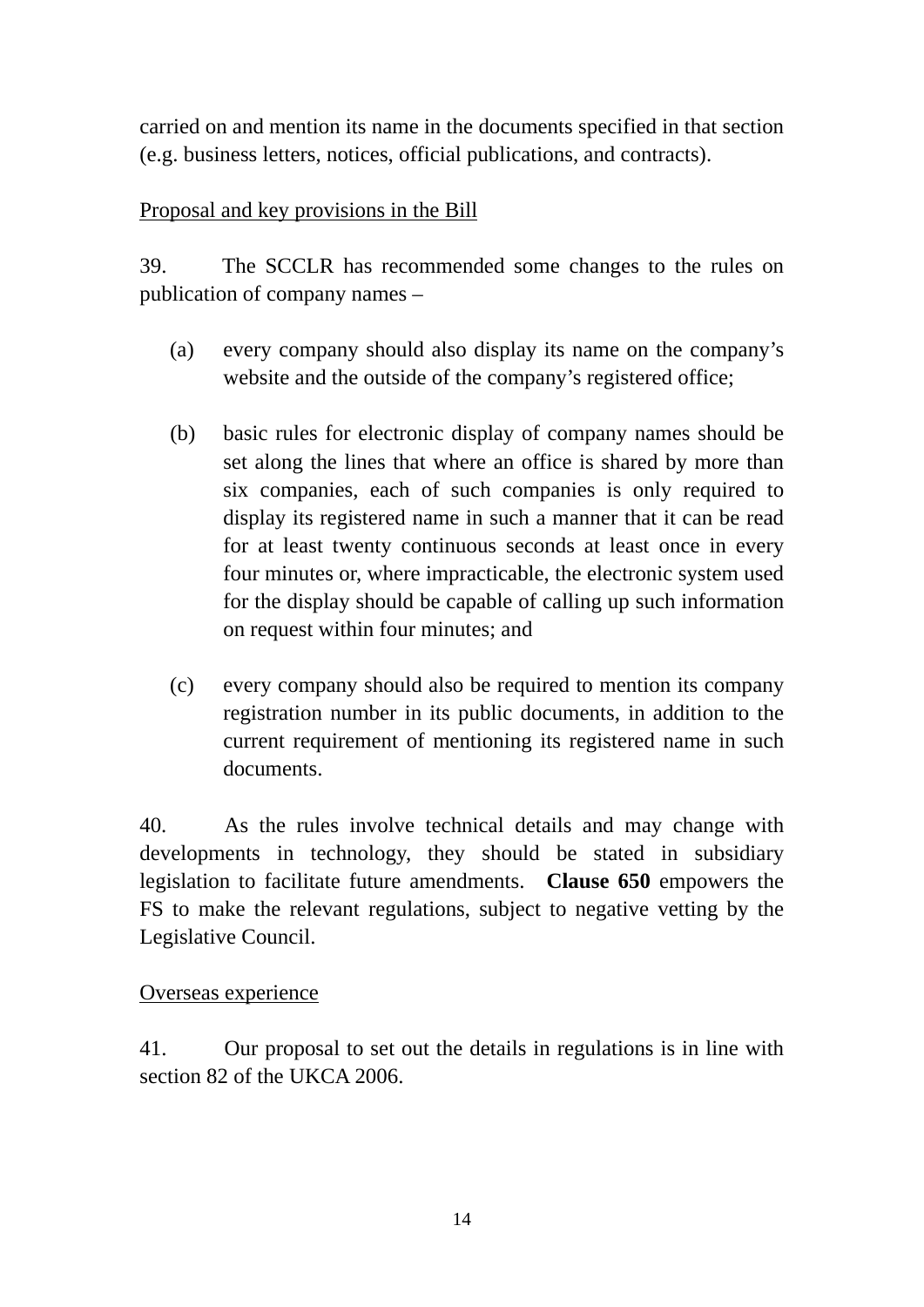carried on and mention its name in the documents specified in that section (e.g. business letters, notices, official publications, and contracts).

Proposal and key provisions in the Bill

39. The SCCLR has recommended some changes to the rules on publication of company names –

(a) every company should also display its name on the company's website and the outside of the company's registered office;

(b) basic rules for electronic display of company names should be set along the lines that where an office is shared by more than six companies, each of such companies is only required to display its registered name in such a manner that it can be read for at least twenty continuous seconds at least once in every four minutes or, where impracticable, the electronic system used for the display should be capable of calling up such information on request within four minutes; and

(c) every company should also be required to mention its company registration number in its public documents, in addition to the current requirement of mentioning its registered name in such documents.

40. As the rules involve technical details and may change with developments in technology, they should be stated in subsidiary legislation to facilitate future amendments. **Clause 650** empowers the FS to make the relevant regulations, subject to negative vetting by the Legislative Council.

Overseas experience

41. Our proposal to set out the details in regulations is in line with section 82 of the UKCA 2006.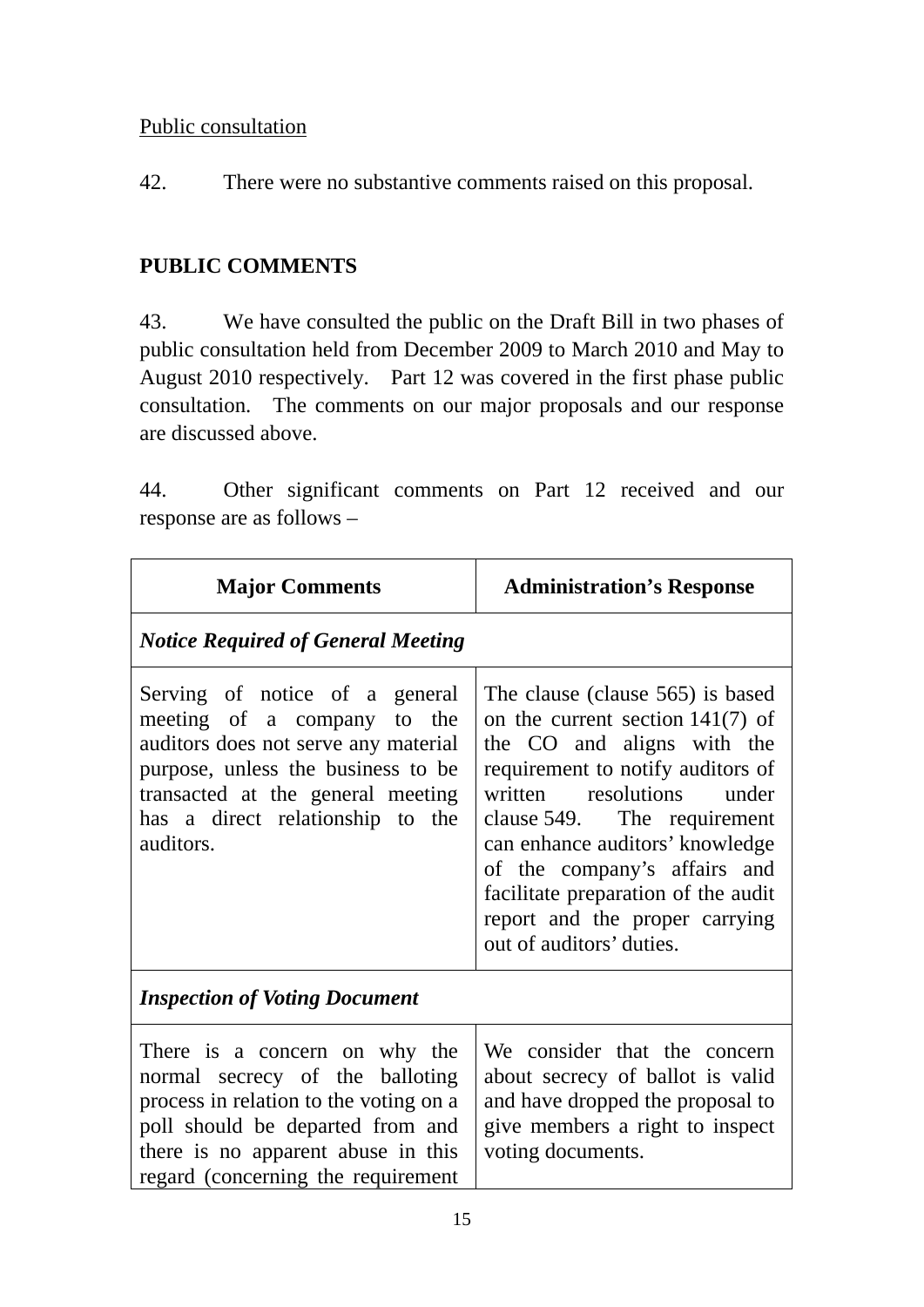Public consultation

42. There were no substantive comments raised on this proposal.

**PUBLIC COMMENTS**

43. We have consulted the public on the Draft Bill in two phases of public consultation held from December 2009 to March 2010 and May to August 2010 respectively. Part 12 was covered in the first phase public consultation. The comments on our major proposals and our response are discussed above.

44. Other significant comments on Part 12 received and our response are as follows –

| Major Comments | Administration's Response |
|---|---|
| ***Notice Required of General Meeting*** | |
| Serving of notice of a general meeting of a company to the auditors does not serve any material purpose, unless the business to be transacted at the general meeting has a direct relationship to the auditors. | The clause (clause 565) is based on the current section 141(7) of the CO and aligns with the requirement to notify auditors of written resolutions under clause 549. The requirement can enhance auditors' knowledge of the company's affairs and facilitate preparation of the audit report and the proper carrying out of auditors' duties. |
| ***Inspection of Voting Document*** | |
| There is a concern on why the normal secrecy of the balloting process in relation to the voting on a poll should be departed from and there is no apparent abuse in this regard (concerning the requirement | We consider that the concern about secrecy of ballot is valid and have dropped the proposal to give members a right to inspect voting documents. |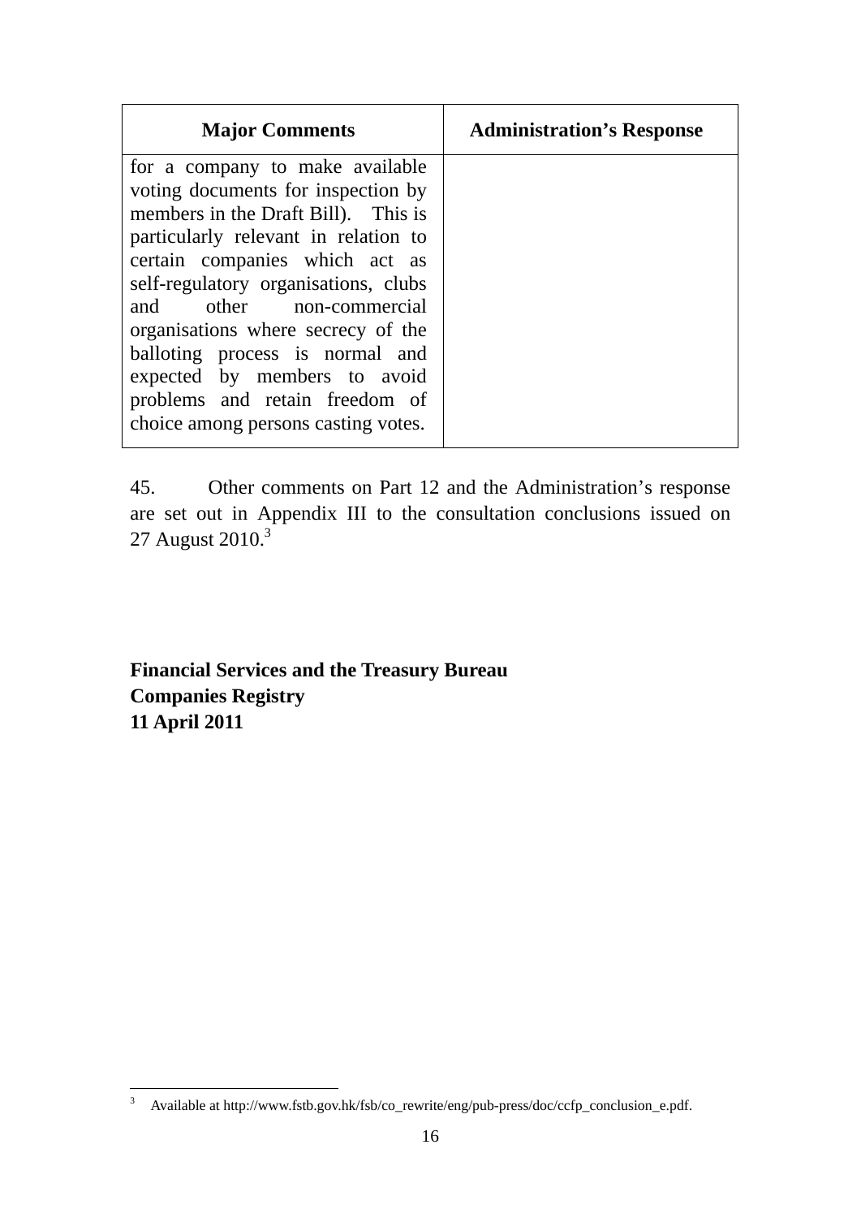| Major Comments | Administration's Response |
|---|---|
| for a company to make available voting documents for inspection by members in the Draft Bill). This is particularly relevant in relation to certain companies which act as self-regulatory organisations, clubs and other non-commercial organisations where secrecy of the balloting process is normal and expected by members to avoid problems and retain freedom of choice among persons casting votes. | |

45. Other comments on Part 12 and the Administration's response are set out in Appendix III to the consultation conclusions issued on 27 August 2010.[3]

**Financial Services and the Treasury Bureau**
**Companies Registry**
**11 April 2011**

[3] Available at http://www.fstb.gov.hk/fsb/co_rewrite/eng/pub-press/doc/ccfp_conclusion_e.pdf.